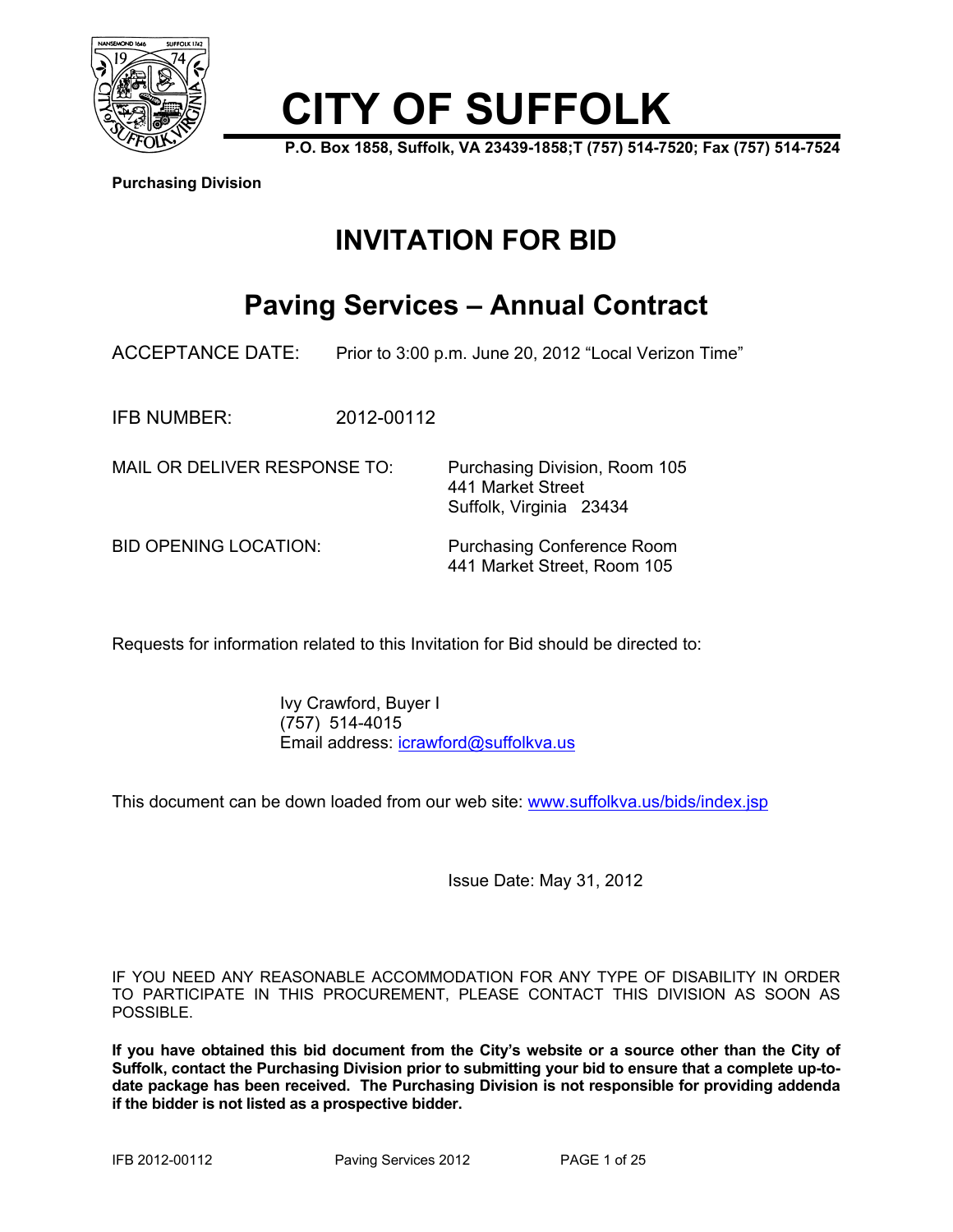# CITY OF SUFFOLK

**P.O. Box 1858, Suffolk, VA 23439-1858;T (757) 514-7520; Fax (757) 514-7524**

**Purchasing Division**

## INVITATION FOR BID

## Paving Services – Annual Contract

ACCEPTANCE DATE: Prior to 3:00 p.m. June 20, 2012 "Local Verizon Time"

IFB NUMBER: 2012-00112

MAIL OR DELIVER RESPONSE TO: Purchasing Division, Room 105
441 Market Street
Suffolk, Virginia 23434

BID OPENING LOCATION: Purchasing Conference Room
441 Market Street, Room 105

Requests for information related to this Invitation for Bid should be directed to:

Ivy Crawford, Buyer I
(757) 514-4015
Email address: icrawford@suffolkva.us

This document can be down loaded from our web site: www.suffolkva.us/bids/index.jsp

Issue Date: May 31, 2012

IF YOU NEED ANY REASONABLE ACCOMMODATION FOR ANY TYPE OF DISABILITY IN ORDER TO PARTICIPATE IN THIS PROCUREMENT, PLEASE CONTACT THIS DIVISION AS SOON AS POSSIBLE.

**If you have obtained this bid document from the City's website or a source other than the City of Suffolk, contact the Purchasing Division prior to submitting your bid to ensure that a complete up-to-date package has been received. The Purchasing Division is not responsible for providing addenda if the bidder is not listed as a prospective bidder.**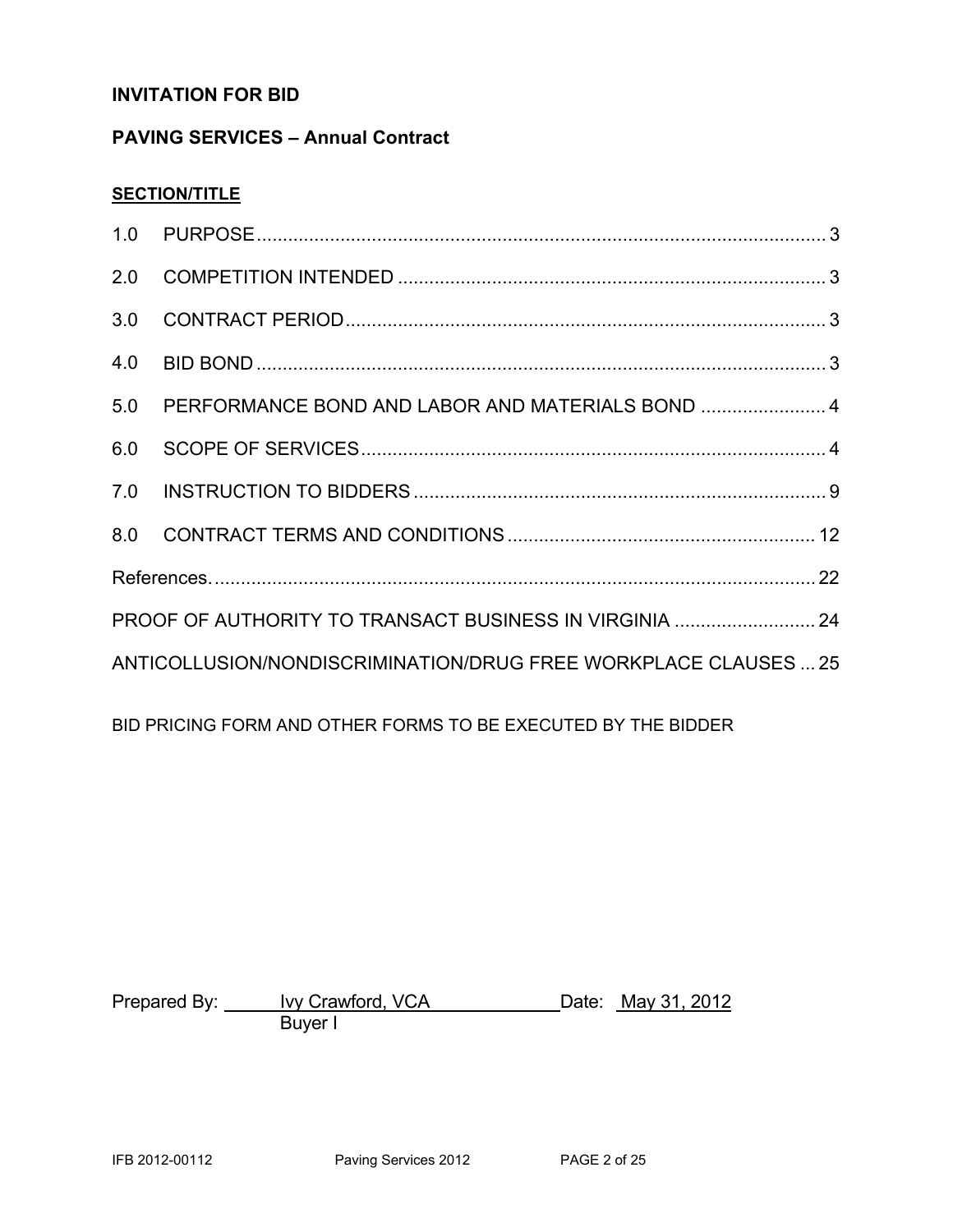## INVITATION FOR BID

## PAVING SERVICES – Annual Contract

**SECTION/TITLE**

| | | |
|---|---|---|
| 1.0 | PURPOSE | 3 |
| 2.0 | COMPETITION INTENDED | 3 |
| 3.0 | CONTRACT PERIOD | 3 |
| 4.0 | BID BOND | 3 |
| 5.0 | PERFORMANCE BOND AND LABOR AND MATERIALS BOND | 4 |
| 6.0 | SCOPE OF SERVICES | 4 |
| 7.0 | INSTRUCTION TO BIDDERS | 9 |
| 8.0 | CONTRACT TERMS AND CONDITIONS | 12 |
| | References. | 22 |
| | PROOF OF AUTHORITY TO TRANSACT BUSINESS IN VIRGINIA | 24 |
| | ANTICOLLUSION/NONDISCRIMINATION/DRUG FREE WORKPLACE CLAUSES | 25 |

BID PRICING FORM AND OTHER FORMS TO BE EXECUTED BY THE BIDDER

Prepared By: Ivy Crawford, VCA Date: May 31, 2012
Buyer I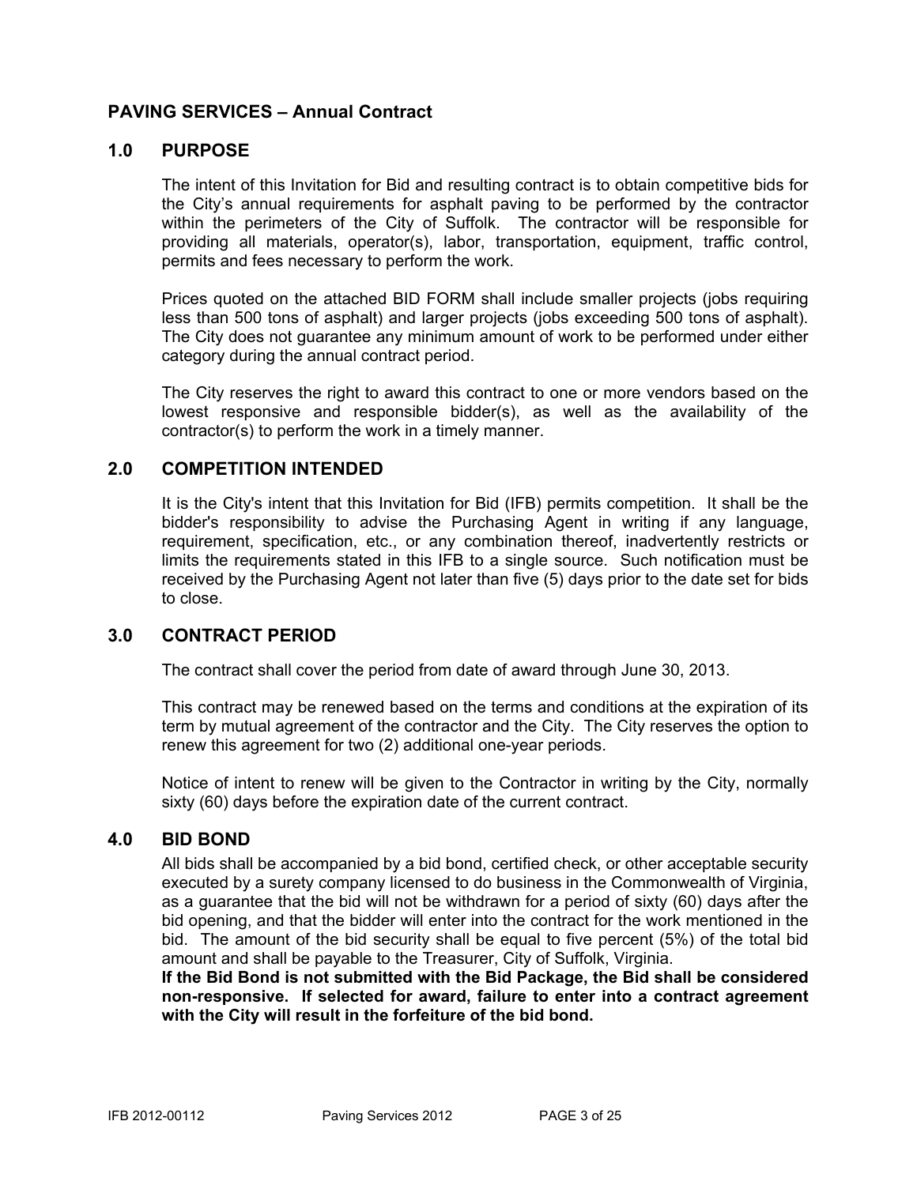## PAVING SERVICES – Annual Contract

## 1.0 PURPOSE

The intent of this Invitation for Bid and resulting contract is to obtain competitive bids for the City's annual requirements for asphalt paving to be performed by the contractor within the perimeters of the City of Suffolk. The contractor will be responsible for providing all materials, operator(s), labor, transportation, equipment, traffic control, permits and fees necessary to perform the work.

Prices quoted on the attached BID FORM shall include smaller projects (jobs requiring less than 500 tons of asphalt) and larger projects (jobs exceeding 500 tons of asphalt). The City does not guarantee any minimum amount of work to be performed under either category during the annual contract period.

The City reserves the right to award this contract to one or more vendors based on the lowest responsive and responsible bidder(s), as well as the availability of the contractor(s) to perform the work in a timely manner.

## 2.0 COMPETITION INTENDED

It is the City's intent that this Invitation for Bid (IFB) permits competition. It shall be the bidder's responsibility to advise the Purchasing Agent in writing if any language, requirement, specification, etc., or any combination thereof, inadvertently restricts or limits the requirements stated in this IFB to a single source. Such notification must be received by the Purchasing Agent not later than five (5) days prior to the date set for bids to close.

## 3.0 CONTRACT PERIOD

The contract shall cover the period from date of award through June 30, 2013.

This contract may be renewed based on the terms and conditions at the expiration of its term by mutual agreement of the contractor and the City. The City reserves the option to renew this agreement for two (2) additional one-year periods.

Notice of intent to renew will be given to the Contractor in writing by the City, normally sixty (60) days before the expiration date of the current contract.

## 4.0 BID BOND

All bids shall be accompanied by a bid bond, certified check, or other acceptable security executed by a surety company licensed to do business in the Commonwealth of Virginia, as a guarantee that the bid will not be withdrawn for a period of sixty (60) days after the bid opening, and that the bidder will enter into the contract for the work mentioned in the bid. The amount of the bid security shall be equal to five percent (5%) of the total bid amount and shall be payable to the Treasurer, City of Suffolk, Virginia.

**If the Bid Bond is not submitted with the Bid Package, the Bid shall be considered non-responsive. If selected for award, failure to enter into a contract agreement with the City will result in the forfeiture of the bid bond.**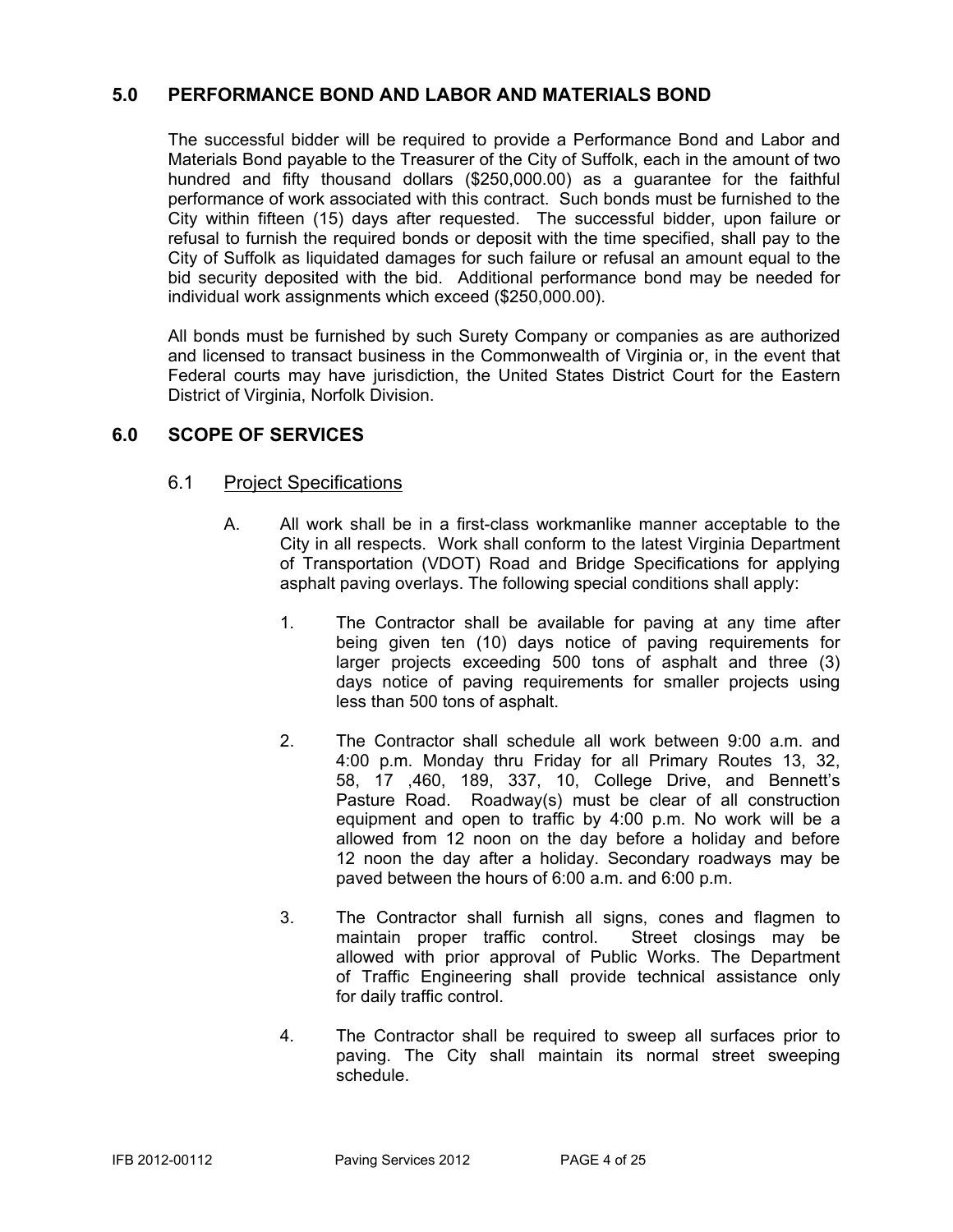## 5.0 PERFORMANCE BOND AND LABOR AND MATERIALS BOND

The successful bidder will be required to provide a Performance Bond and Labor and Materials Bond payable to the Treasurer of the City of Suffolk, each in the amount of two hundred and fifty thousand dollars ($250,000.00) as a guarantee for the faithful performance of work associated with this contract. Such bonds must be furnished to the City within fifteen (15) days after requested. The successful bidder, upon failure or refusal to furnish the required bonds or deposit with the time specified, shall pay to the City of Suffolk as liquidated damages for such failure or refusal an amount equal to the bid security deposited with the bid. Additional performance bond may be needed for individual work assignments which exceed ($250,000.00).

All bonds must be furnished by such Surety Company or companies as are authorized and licensed to transact business in the Commonwealth of Virginia or, in the event that Federal courts may have jurisdiction, the United States District Court for the Eastern District of Virginia, Norfolk Division.

## 6.0 SCOPE OF SERVICES

### 6.1 Project Specifications

A. All work shall be in a first-class workmanlike manner acceptable to the City in all respects. Work shall conform to the latest Virginia Department of Transportation (VDOT) Road and Bridge Specifications for applying asphalt paving overlays. The following special conditions shall apply:

1. The Contractor shall be available for paving at any time after being given ten (10) days notice of paving requirements for larger projects exceeding 500 tons of asphalt and three (3) days notice of paving requirements for smaller projects using less than 500 tons of asphalt.

2. The Contractor shall schedule all work between 9:00 a.m. and 4:00 p.m. Monday thru Friday for all Primary Routes 13, 32, 58, 17 ,460, 189, 337, 10, College Drive, and Bennett's Pasture Road. Roadway(s) must be clear of all construction equipment and open to traffic by 4:00 p.m. No work will be a allowed from 12 noon on the day before a holiday and before 12 noon the day after a holiday. Secondary roadways may be paved between the hours of 6:00 a.m. and 6:00 p.m.

3. The Contractor shall furnish all signs, cones and flagmen to maintain proper traffic control. Street closings may be allowed with prior approval of Public Works. The Department of Traffic Engineering shall provide technical assistance only for daily traffic control.

4. The Contractor shall be required to sweep all surfaces prior to paving. The City shall maintain its normal street sweeping schedule.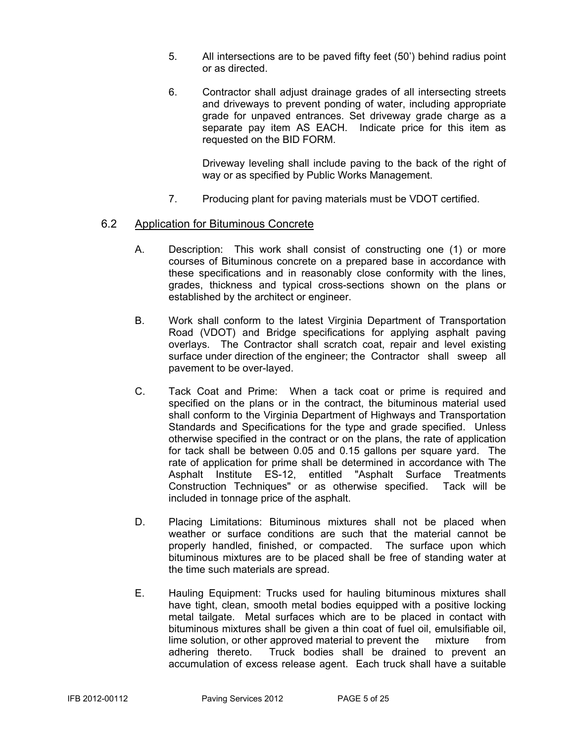5. All intersections are to be paved fifty feet (50') behind radius point or as directed.

6. Contractor shall adjust drainage grades of all intersecting streets and driveways to prevent ponding of water, including appropriate grade for unpaved entrances. Set driveway grade charge as a separate pay item AS EACH. Indicate price for this item as requested on the BID FORM.

   Driveway leveling shall include paving to the back of the right of way or as specified by Public Works Management.

7. Producing plant for paving materials must be VDOT certified.

## 6.2 Application for Bituminous Concrete

A. Description: This work shall consist of constructing one (1) or more courses of Bituminous concrete on a prepared base in accordance with these specifications and in reasonably close conformity with the lines, grades, thickness and typical cross-sections shown on the plans or established by the architect or engineer.

B. Work shall conform to the latest Virginia Department of Transportation Road (VDOT) and Bridge specifications for applying asphalt paving overlays. The Contractor shall scratch coat, repair and level existing surface under direction of the engineer; the Contractor shall sweep all pavement to be over-layed.

C. Tack Coat and Prime: When a tack coat or prime is required and specified on the plans or in the contract, the bituminous material used shall conform to the Virginia Department of Highways and Transportation Standards and Specifications for the type and grade specified. Unless otherwise specified in the contract or on the plans, the rate of application for tack shall be between 0.05 and 0.15 gallons per square yard. The rate of application for prime shall be determined in accordance with The Asphalt Institute ES-12, entitled "Asphalt Surface Treatments Construction Techniques" or as otherwise specified. Tack will be included in tonnage price of the asphalt.

D. Placing Limitations: Bituminous mixtures shall not be placed when weather or surface conditions are such that the material cannot be properly handled, finished, or compacted. The surface upon which bituminous mixtures are to be placed shall be free of standing water at the time such materials are spread.

E. Hauling Equipment: Trucks used for hauling bituminous mixtures shall have tight, clean, smooth metal bodies equipped with a positive locking metal tailgate. Metal surfaces which are to be placed in contact with bituminous mixtures shall be given a thin coat of fuel oil, emulsifiable oil, lime solution, or other approved material to prevent the mixture from adhering thereto. Truck bodies shall be drained to prevent an accumulation of excess release agent. Each truck shall have a suitable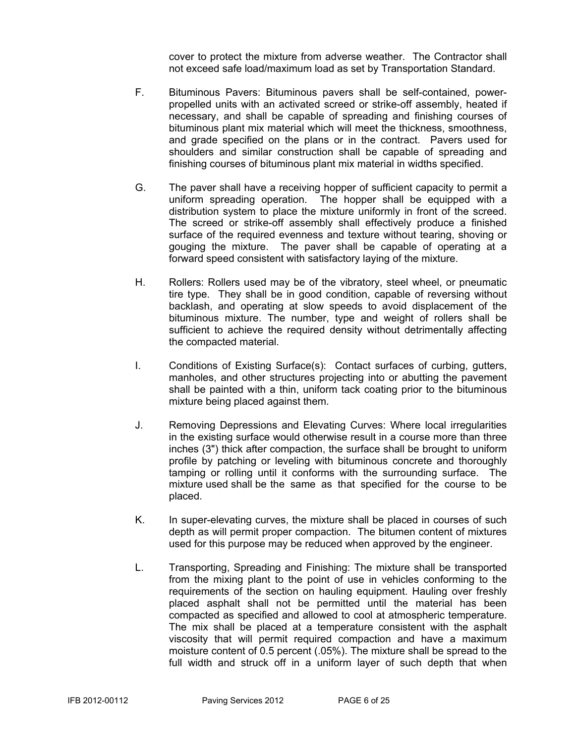cover to protect the mixture from adverse weather. The Contractor shall not exceed safe load/maximum load as set by Transportation Standard.

F. Bituminous Pavers: Bituminous pavers shall be self-contained, power-propelled units with an activated screed or strike-off assembly, heated if necessary, and shall be capable of spreading and finishing courses of bituminous plant mix material which will meet the thickness, smoothness, and grade specified on the plans or in the contract. Pavers used for shoulders and similar construction shall be capable of spreading and finishing courses of bituminous plant mix material in widths specified.

G. The paver shall have a receiving hopper of sufficient capacity to permit a uniform spreading operation. The hopper shall be equipped with a distribution system to place the mixture uniformly in front of the screed. The screed or strike-off assembly shall effectively produce a finished surface of the required evenness and texture without tearing, shoving or gouging the mixture. The paver shall be capable of operating at a forward speed consistent with satisfactory laying of the mixture.

H. Rollers: Rollers used may be of the vibratory, steel wheel, or pneumatic tire type. They shall be in good condition, capable of reversing without backlash, and operating at slow speeds to avoid displacement of the bituminous mixture. The number, type and weight of rollers shall be sufficient to achieve the required density without detrimentally affecting the compacted material.

I. Conditions of Existing Surface(s): Contact surfaces of curbing, gutters, manholes, and other structures projecting into or abutting the pavement shall be painted with a thin, uniform tack coating prior to the bituminous mixture being placed against them.

J. Removing Depressions and Elevating Curves: Where local irregularities in the existing surface would otherwise result in a course more than three inches (3") thick after compaction, the surface shall be brought to uniform profile by patching or leveling with bituminous concrete and thoroughly tamping or rolling until it conforms with the surrounding surface. The mixture used shall be the same as that specified for the course to be placed.

K. In super-elevating curves, the mixture shall be placed in courses of such depth as will permit proper compaction. The bitumen content of mixtures used for this purpose may be reduced when approved by the engineer.

L. Transporting, Spreading and Finishing: The mixture shall be transported from the mixing plant to the point of use in vehicles conforming to the requirements of the section on hauling equipment. Hauling over freshly placed asphalt shall not be permitted until the material has been compacted as specified and allowed to cool at atmospheric temperature. The mix shall be placed at a temperature consistent with the asphalt viscosity that will permit required compaction and have a maximum moisture content of 0.5 percent (.05%). The mixture shall be spread to the full width and struck off in a uniform layer of such depth that when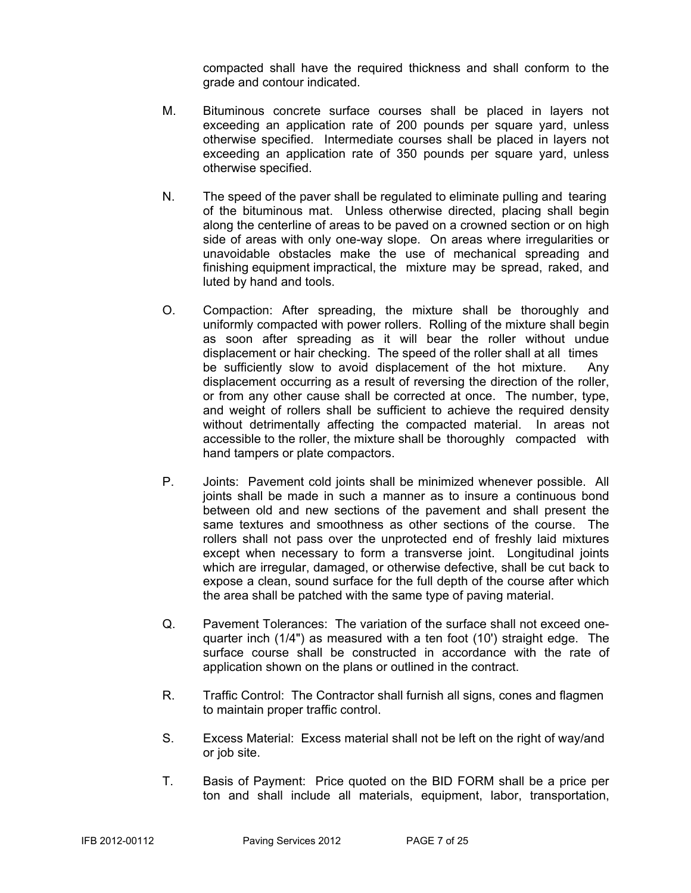compacted shall have the required thickness and shall conform to the grade and contour indicated.

M. Bituminous concrete surface courses shall be placed in layers not exceeding an application rate of 200 pounds per square yard, unless otherwise specified. Intermediate courses shall be placed in layers not exceeding an application rate of 350 pounds per square yard, unless otherwise specified.

N. The speed of the paver shall be regulated to eliminate pulling and tearing of the bituminous mat. Unless otherwise directed, placing shall begin along the centerline of areas to be paved on a crowned section or on high side of areas with only one-way slope. On areas where irregularities or unavoidable obstacles make the use of mechanical spreading and finishing equipment impractical, the mixture may be spread, raked, and luted by hand and tools.

O. Compaction: After spreading, the mixture shall be thoroughly and uniformly compacted with power rollers. Rolling of the mixture shall begin as soon after spreading as it will bear the roller without undue displacement or hair checking. The speed of the roller shall at all times be sufficiently slow to avoid displacement of the hot mixture. Any displacement occurring as a result of reversing the direction of the roller, or from any other cause shall be corrected at once. The number, type, and weight of rollers shall be sufficient to achieve the required density without detrimentally affecting the compacted material. In areas not accessible to the roller, the mixture shall be thoroughly compacted with hand tampers or plate compactors.

P. Joints: Pavement cold joints shall be minimized whenever possible. All joints shall be made in such a manner as to insure a continuous bond between old and new sections of the pavement and shall present the same textures and smoothness as other sections of the course. The rollers shall not pass over the unprotected end of freshly laid mixtures except when necessary to form a transverse joint. Longitudinal joints which are irregular, damaged, or otherwise defective, shall be cut back to expose a clean, sound surface for the full depth of the course after which the area shall be patched with the same type of paving material.

Q. Pavement Tolerances: The variation of the surface shall not exceed one-quarter inch (1/4") as measured with a ten foot (10') straight edge. The surface course shall be constructed in accordance with the rate of application shown on the plans or outlined in the contract.

R. Traffic Control: The Contractor shall furnish all signs, cones and flagmen to maintain proper traffic control.

S. Excess Material: Excess material shall not be left on the right of way/and or job site.

T. Basis of Payment: Price quoted on the BID FORM shall be a price per ton and shall include all materials, equipment, labor, transportation,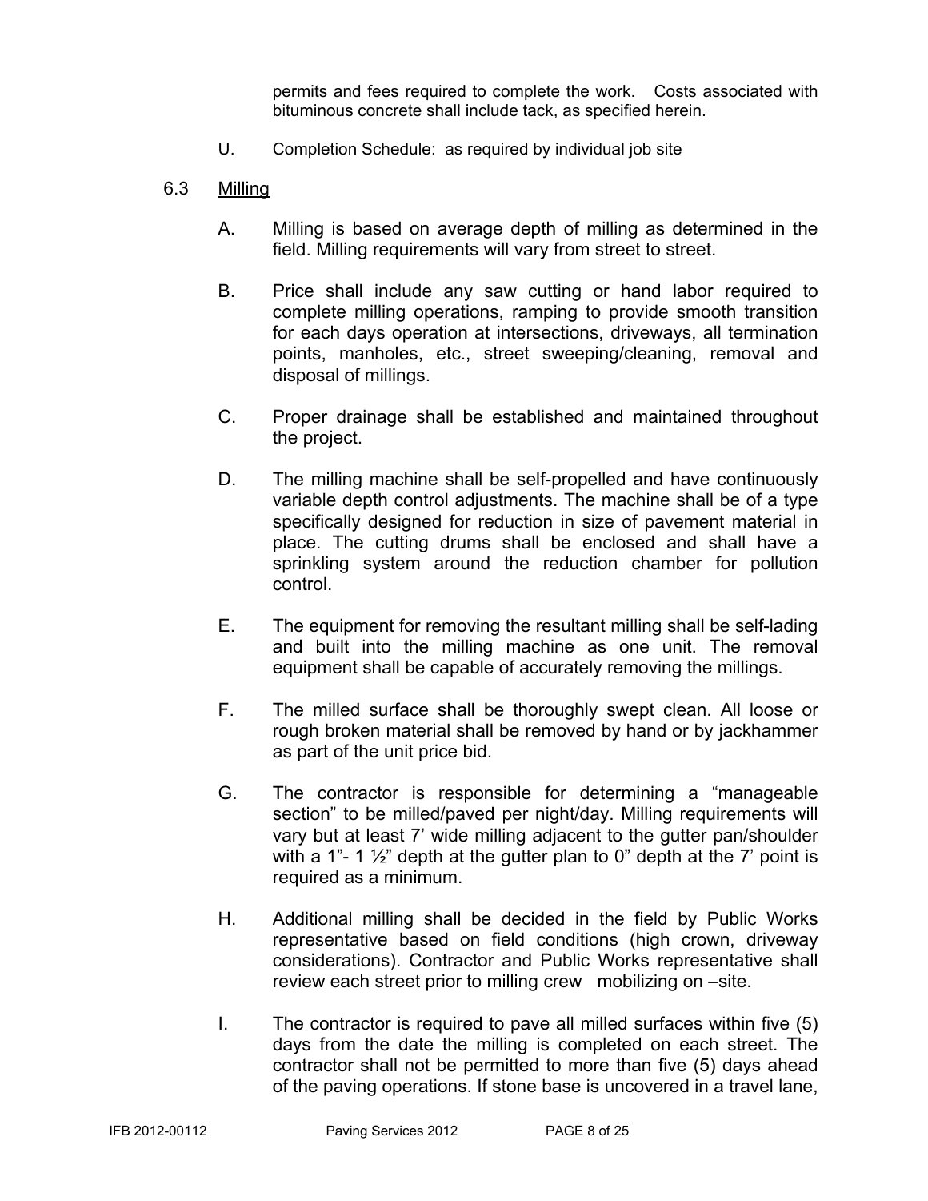permits and fees required to complete the work. Costs associated with bituminous concrete shall include tack, as specified herein.

U. Completion Schedule: as required by individual job site

## 6.3 Milling

A. Milling is based on average depth of milling as determined in the field. Milling requirements will vary from street to street.

B. Price shall include any saw cutting or hand labor required to complete milling operations, ramping to provide smooth transition for each days operation at intersections, driveways, all termination points, manholes, etc., street sweeping/cleaning, removal and disposal of millings.

C. Proper drainage shall be established and maintained throughout the project.

D. The milling machine shall be self-propelled and have continuously variable depth control adjustments. The machine shall be of a type specifically designed for reduction in size of pavement material in place. The cutting drums shall be enclosed and shall have a sprinkling system around the reduction chamber for pollution control.

E. The equipment for removing the resultant milling shall be self-lading and built into the milling machine as one unit. The removal equipment shall be capable of accurately removing the millings.

F. The milled surface shall be thoroughly swept clean. All loose or rough broken material shall be removed by hand or by jackhammer as part of the unit price bid.

G. The contractor is responsible for determining a "manageable section" to be milled/paved per night/day. Milling requirements will vary but at least 7' wide milling adjacent to the gutter pan/shoulder with a 1"- 1 ½" depth at the gutter plan to 0" depth at the 7' point is required as a minimum.

H. Additional milling shall be decided in the field by Public Works representative based on field conditions (high crown, driveway considerations). Contractor and Public Works representative shall review each street prior to milling crew mobilizing on –site.

I. The contractor is required to pave all milled surfaces within five (5) days from the date the milling is completed on each street. The contractor shall not be permitted to more than five (5) days ahead of the paving operations. If stone base is uncovered in a travel lane,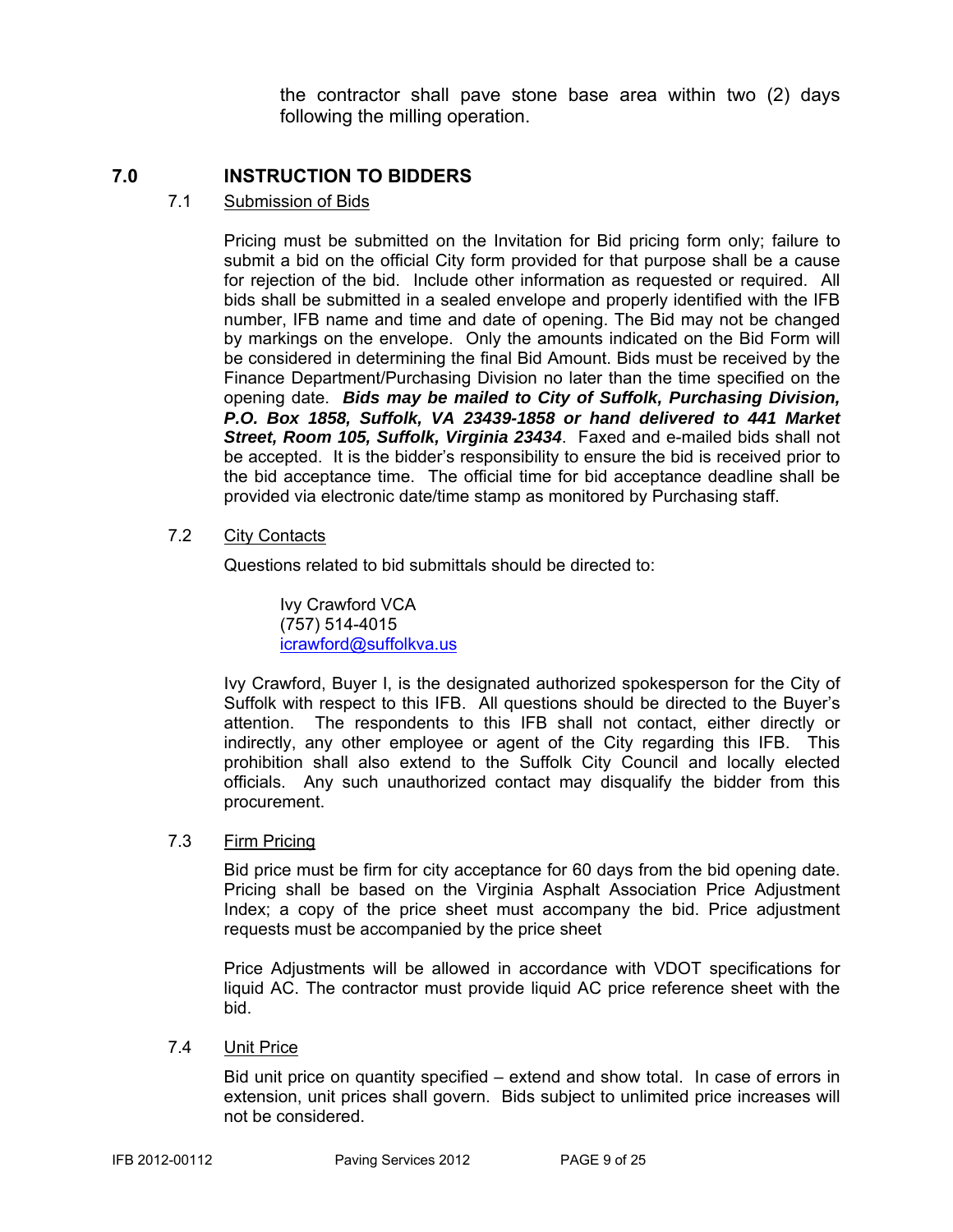the contractor shall pave stone base area within two (2) days following the milling operation.

## 7.0 INSTRUCTION TO BIDDERS

### 7.1 Submission of Bids

Pricing must be submitted on the Invitation for Bid pricing form only; failure to submit a bid on the official City form provided for that purpose shall be a cause for rejection of the bid. Include other information as requested or required. All bids shall be submitted in a sealed envelope and properly identified with the IFB number, IFB name and time and date of opening. The Bid may not be changed by markings on the envelope. Only the amounts indicated on the Bid Form will be considered in determining the final Bid Amount. Bids must be received by the Finance Department/Purchasing Division no later than the time specified on the opening date. ***Bids may be mailed to City of Suffolk, Purchasing Division, P.O. Box 1858, Suffolk, VA 23439-1858 or hand delivered to 441 Market Street, Room 105, Suffolk, Virginia 23434***. Faxed and e-mailed bids shall not be accepted. It is the bidder's responsibility to ensure the bid is received prior to the bid acceptance time. The official time for bid acceptance deadline shall be provided via electronic date/time stamp as monitored by Purchasing staff.

### 7.2 City Contacts

Questions related to bid submittals should be directed to:

Ivy Crawford VCA
(757) 514-4015
icrawford@suffolkva.us

Ivy Crawford, Buyer I, is the designated authorized spokesperson for the City of Suffolk with respect to this IFB. All questions should be directed to the Buyer's attention. The respondents to this IFB shall not contact, either directly or indirectly, any other employee or agent of the City regarding this IFB. This prohibition shall also extend to the Suffolk City Council and locally elected officials. Any such unauthorized contact may disqualify the bidder from this procurement.

### 7.3 Firm Pricing

Bid price must be firm for city acceptance for 60 days from the bid opening date. Pricing shall be based on the Virginia Asphalt Association Price Adjustment Index; a copy of the price sheet must accompany the bid. Price adjustment requests must be accompanied by the price sheet

Price Adjustments will be allowed in accordance with VDOT specifications for liquid AC. The contractor must provide liquid AC price reference sheet with the bid.

### 7.4 Unit Price

Bid unit price on quantity specified – extend and show total. In case of errors in extension, unit prices shall govern. Bids subject to unlimited price increases will not be considered.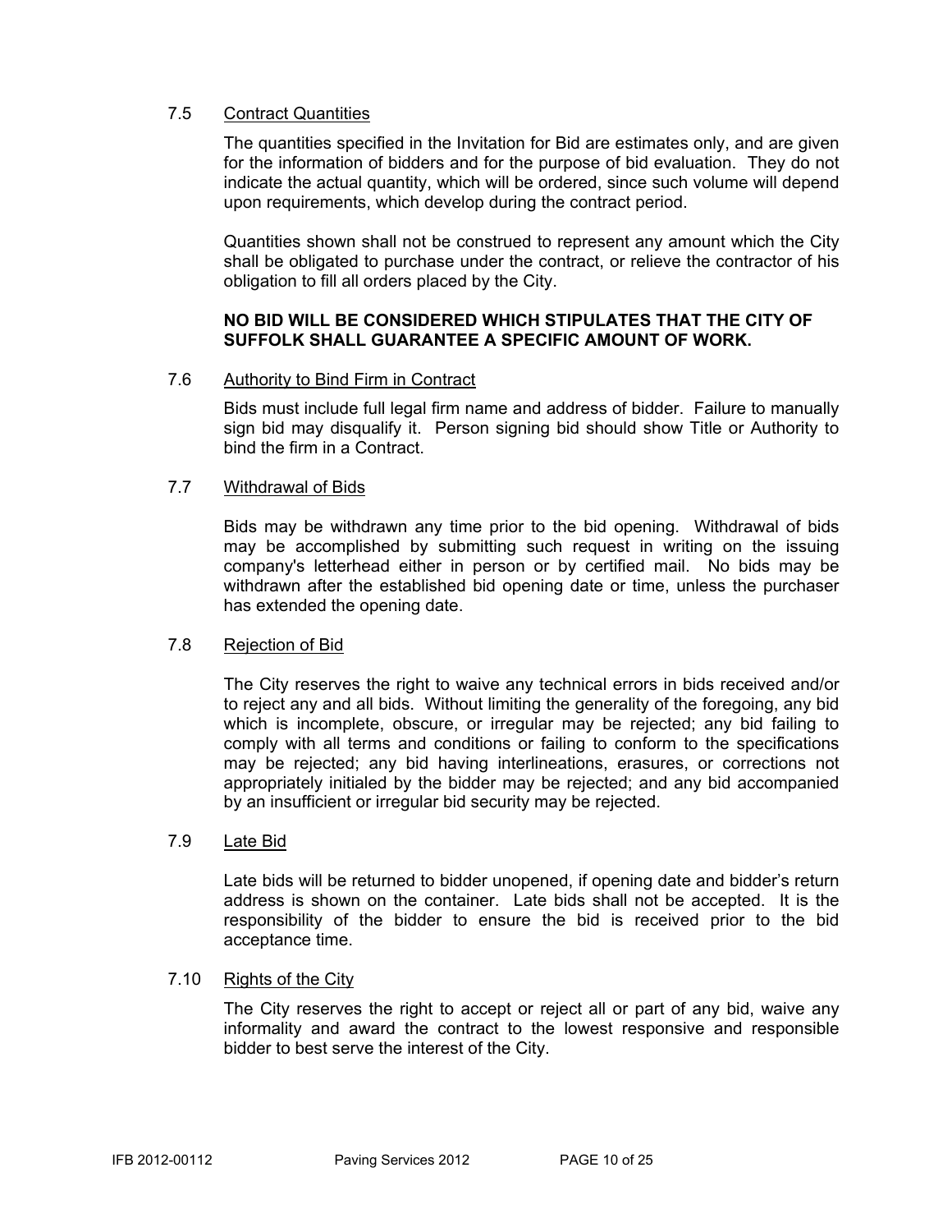### 7.5 Contract Quantities

The quantities specified in the Invitation for Bid are estimates only, and are given for the information of bidders and for the purpose of bid evaluation. They do not indicate the actual quantity, which will be ordered, since such volume will depend upon requirements, which develop during the contract period.

Quantities shown shall not be construed to represent any amount which the City shall be obligated to purchase under the contract, or relieve the contractor of his obligation to fill all orders placed by the City.

**NO BID WILL BE CONSIDERED WHICH STIPULATES THAT THE CITY OF SUFFOLK SHALL GUARANTEE A SPECIFIC AMOUNT OF WORK.**

### 7.6 Authority to Bind Firm in Contract

Bids must include full legal firm name and address of bidder. Failure to manually sign bid may disqualify it. Person signing bid should show Title or Authority to bind the firm in a Contract.

### 7.7 Withdrawal of Bids

Bids may be withdrawn any time prior to the bid opening. Withdrawal of bids may be accomplished by submitting such request in writing on the issuing company's letterhead either in person or by certified mail. No bids may be withdrawn after the established bid opening date or time, unless the purchaser has extended the opening date.

### 7.8 Rejection of Bid

The City reserves the right to waive any technical errors in bids received and/or to reject any and all bids. Without limiting the generality of the foregoing, any bid which is incomplete, obscure, or irregular may be rejected; any bid failing to comply with all terms and conditions or failing to conform to the specifications may be rejected; any bid having interlineations, erasures, or corrections not appropriately initialed by the bidder may be rejected; and any bid accompanied by an insufficient or irregular bid security may be rejected.

### 7.9 Late Bid

Late bids will be returned to bidder unopened, if opening date and bidder's return address is shown on the container. Late bids shall not be accepted. It is the responsibility of the bidder to ensure the bid is received prior to the bid acceptance time.

### 7.10 Rights of the City

The City reserves the right to accept or reject all or part of any bid, waive any informality and award the contract to the lowest responsive and responsible bidder to best serve the interest of the City.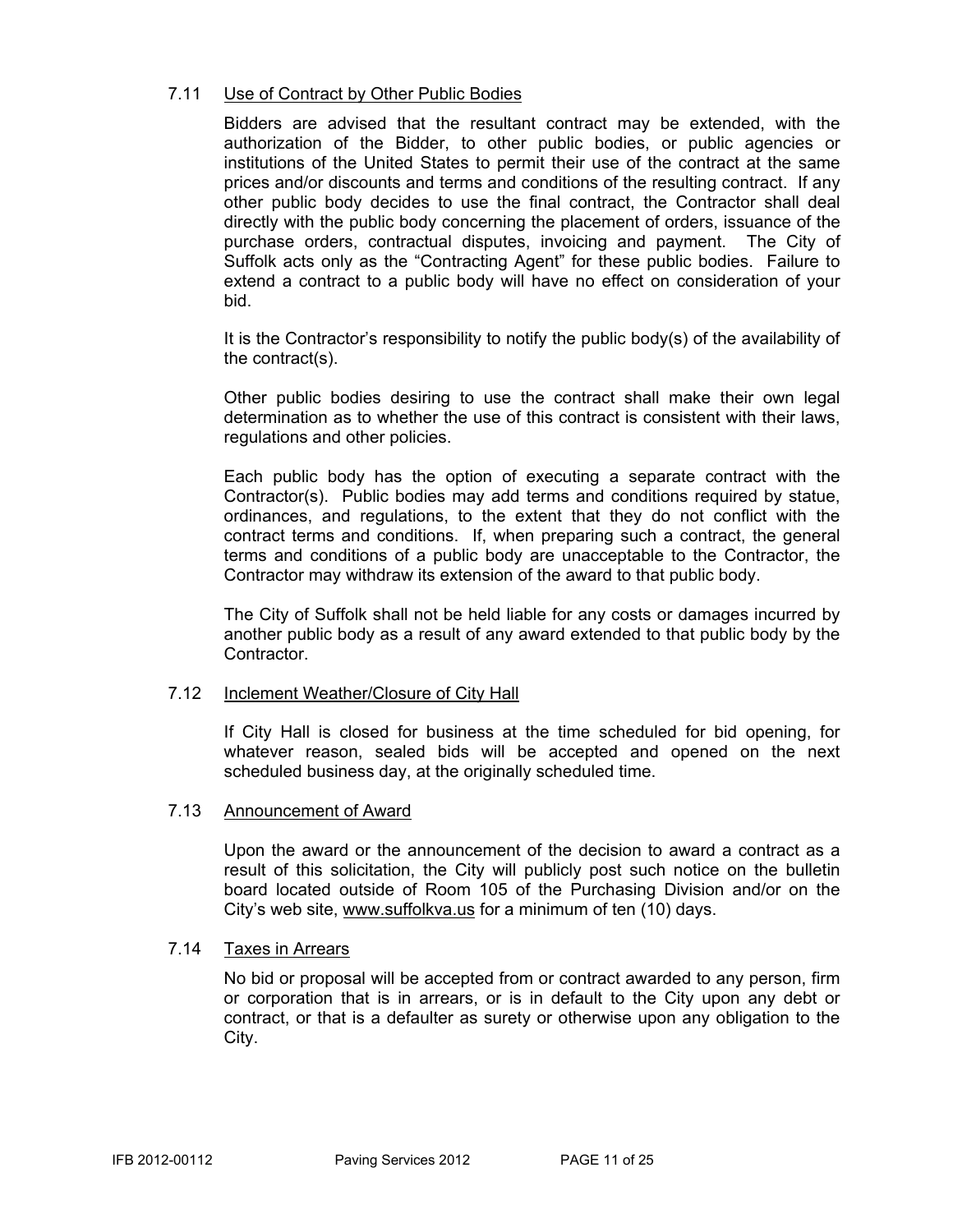### 7.11 Use of Contract by Other Public Bodies

Bidders are advised that the resultant contract may be extended, with the authorization of the Bidder, to other public bodies, or public agencies or institutions of the United States to permit their use of the contract at the same prices and/or discounts and terms and conditions of the resulting contract. If any other public body decides to use the final contract, the Contractor shall deal directly with the public body concerning the placement of orders, issuance of the purchase orders, contractual disputes, invoicing and payment. The City of Suffolk acts only as the "Contracting Agent" for these public bodies. Failure to extend a contract to a public body will have no effect on consideration of your bid.

It is the Contractor's responsibility to notify the public body(s) of the availability of the contract(s).

Other public bodies desiring to use the contract shall make their own legal determination as to whether the use of this contract is consistent with their laws, regulations and other policies.

Each public body has the option of executing a separate contract with the Contractor(s). Public bodies may add terms and conditions required by statue, ordinances, and regulations, to the extent that they do not conflict with the contract terms and conditions. If, when preparing such a contract, the general terms and conditions of a public body are unacceptable to the Contractor, the Contractor may withdraw its extension of the award to that public body.

The City of Suffolk shall not be held liable for any costs or damages incurred by another public body as a result of any award extended to that public body by the Contractor.

### 7.12 Inclement Weather/Closure of City Hall

If City Hall is closed for business at the time scheduled for bid opening, for whatever reason, sealed bids will be accepted and opened on the next scheduled business day, at the originally scheduled time.

### 7.13 Announcement of Award

Upon the award or the announcement of the decision to award a contract as a result of this solicitation, the City will publicly post such notice on the bulletin board located outside of Room 105 of the Purchasing Division and/or on the City's web site, www.suffolkva.us for a minimum of ten (10) days.

### 7.14 Taxes in Arrears

No bid or proposal will be accepted from or contract awarded to any person, firm or corporation that is in arrears, or is in default to the City upon any debt or contract, or that is a defaulter as surety or otherwise upon any obligation to the City.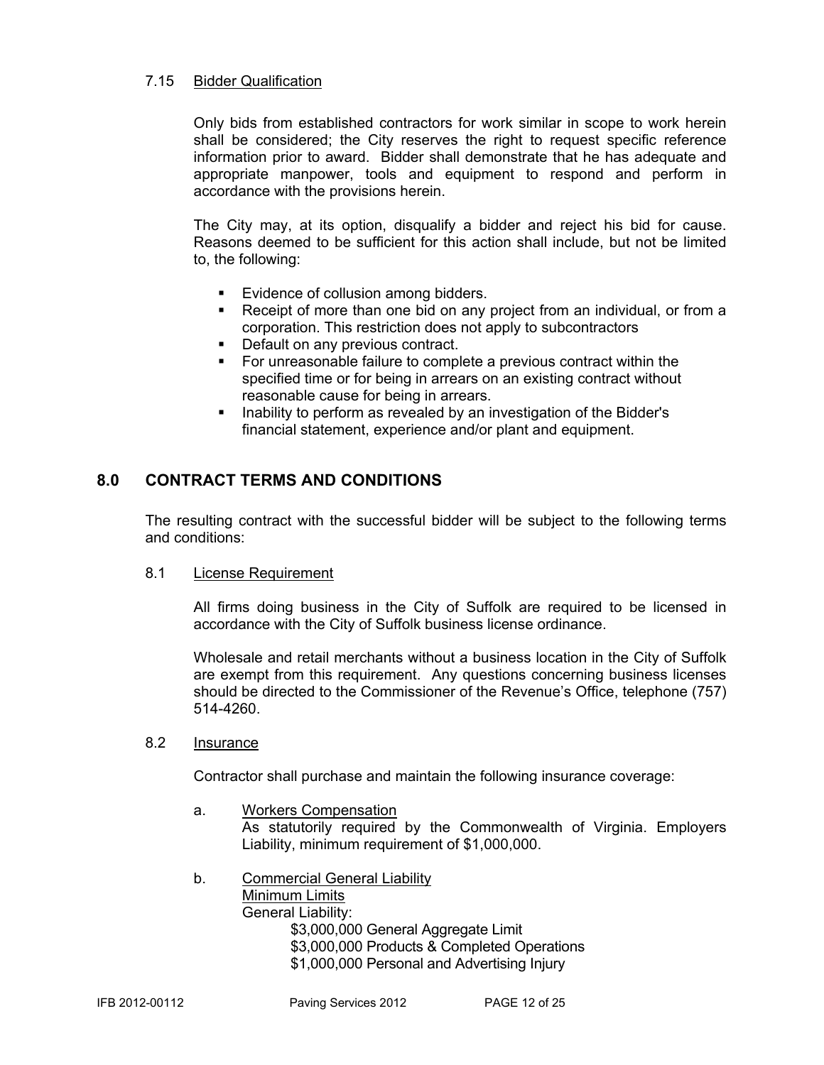### 7.15 Bidder Qualification

Only bids from established contractors for work similar in scope to work herein shall be considered; the City reserves the right to request specific reference information prior to award. Bidder shall demonstrate that he has adequate and appropriate manpower, tools and equipment to respond and perform in accordance with the provisions herein.

The City may, at its option, disqualify a bidder and reject his bid for cause. Reasons deemed to be sufficient for this action shall include, but not be limited to, the following:

- Evidence of collusion among bidders.
- Receipt of more than one bid on any project from an individual, or from a corporation. This restriction does not apply to subcontractors
- Default on any previous contract.
- For unreasonable failure to complete a previous contract within the specified time or for being in arrears on an existing contract without reasonable cause for being in arrears.
- Inability to perform as revealed by an investigation of the Bidder's financial statement, experience and/or plant and equipment.

## 8.0 CONTRACT TERMS AND CONDITIONS

The resulting contract with the successful bidder will be subject to the following terms and conditions:

### 8.1 License Requirement

All firms doing business in the City of Suffolk are required to be licensed in accordance with the City of Suffolk business license ordinance.

Wholesale and retail merchants without a business location in the City of Suffolk are exempt from this requirement. Any questions concerning business licenses should be directed to the Commissioner of the Revenue's Office, telephone (757) 514-4260.

### 8.2 Insurance

Contractor shall purchase and maintain the following insurance coverage:

a. Workers Compensation
As statutorily required by the Commonwealth of Virginia. Employers Liability, minimum requirement of $1,000,000.

b. Commercial General Liability
Minimum Limits
General Liability:
$3,000,000 General Aggregate Limit
$3,000,000 Products & Completed Operations
$1,000,000 Personal and Advertising Injury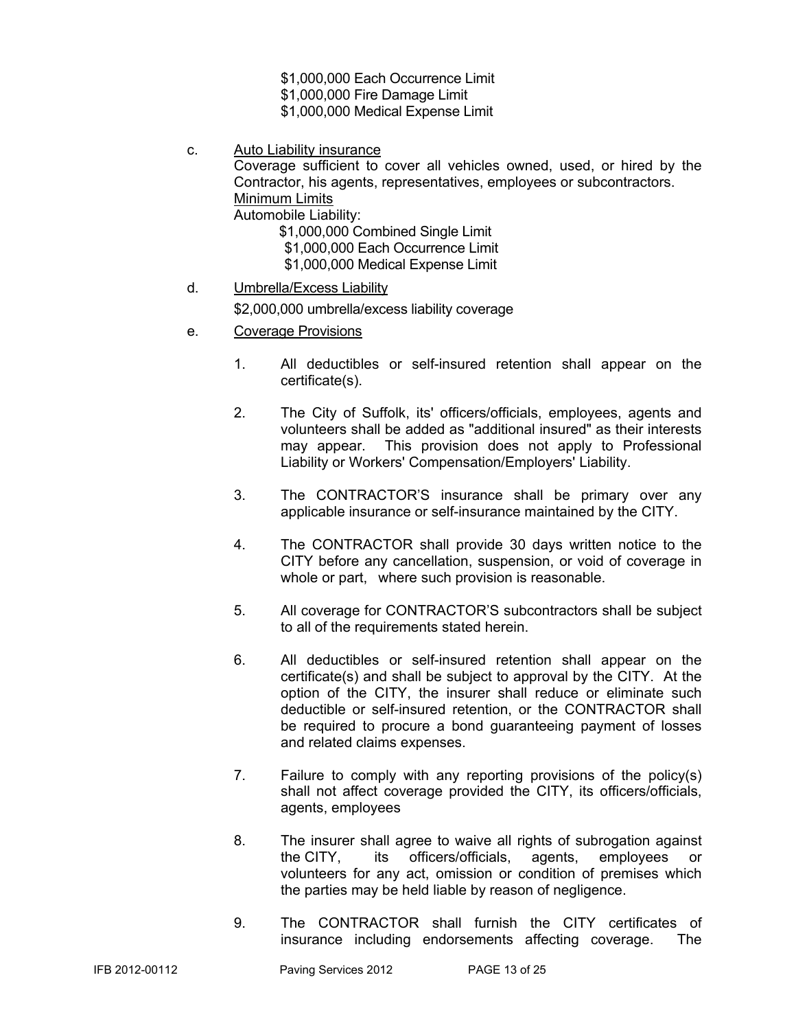$1,000,000 Each Occurrence Limit
$1,000,000 Fire Damage Limit
$1,000,000 Medical Expense Limit

c. <u>Auto Liability insurance</u>
Coverage sufficient to cover all vehicles owned, used, or hired by the Contractor, his agents, representatives, employees or subcontractors.
<u>Minimum Limits</u>
Automobile Liability:
$1,000,000 Combined Single Limit
$1,000,000 Each Occurrence Limit
$1,000,000 Medical Expense Limit

d. <u>Umbrella/Excess Liability</u>
$2,000,000 umbrella/excess liability coverage

e. <u>Coverage Provisions</u>

1. All deductibles or self-insured retention shall appear on the certificate(s).

2. The City of Suffolk, its' officers/officials, employees, agents and volunteers shall be added as "additional insured" as their interests may appear. This provision does not apply to Professional Liability or Workers' Compensation/Employers' Liability.

3. The CONTRACTOR'S insurance shall be primary over any applicable insurance or self-insurance maintained by the CITY.

4. The CONTRACTOR shall provide 30 days written notice to the CITY before any cancellation, suspension, or void of coverage in whole or part, where such provision is reasonable.

5. All coverage for CONTRACTOR'S subcontractors shall be subject to all of the requirements stated herein.

6. All deductibles or self-insured retention shall appear on the certificate(s) and shall be subject to approval by the CITY. At the option of the CITY, the insurer shall reduce or eliminate such deductible or self-insured retention, or the CONTRACTOR shall be required to procure a bond guaranteeing payment of losses and related claims expenses.

7. Failure to comply with any reporting provisions of the policy(s) shall not affect coverage provided the CITY, its officers/officials, agents, employees

8. The insurer shall agree to waive all rights of subrogation against the CITY, its officers/officials, agents, employees or volunteers for any act, omission or condition of premises which the parties may be held liable by reason of negligence.

9. The CONTRACTOR shall furnish the CITY certificates of insurance including endorsements affecting coverage. The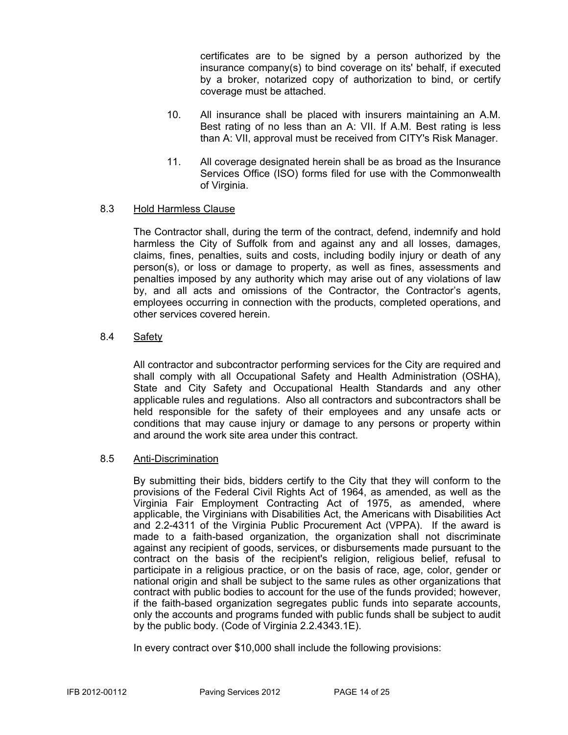certificates are to be signed by a person authorized by the insurance company(s) to bind coverage on its' behalf, if executed by a broker, notarized copy of authorization to bind, or certify coverage must be attached.

10. All insurance shall be placed with insurers maintaining an A.M. Best rating of no less than an A: VII. If A.M. Best rating is less than A: VII, approval must be received from CITY's Risk Manager.

11. All coverage designated herein shall be as broad as the Insurance Services Office (ISO) forms filed for use with the Commonwealth of Virginia.

8.3 Hold Harmless Clause

The Contractor shall, during the term of the contract, defend, indemnify and hold harmless the City of Suffolk from and against any and all losses, damages, claims, fines, penalties, suits and costs, including bodily injury or death of any person(s), or loss or damage to property, as well as fines, assessments and penalties imposed by any authority which may arise out of any violations of law by, and all acts and omissions of the Contractor, the Contractor's agents, employees occurring in connection with the products, completed operations, and other services covered herein.

8.4 Safety

All contractor and subcontractor performing services for the City are required and shall comply with all Occupational Safety and Health Administration (OSHA), State and City Safety and Occupational Health Standards and any other applicable rules and regulations. Also all contractors and subcontractors shall be held responsible for the safety of their employees and any unsafe acts or conditions that may cause injury or damage to any persons or property within and around the work site area under this contract.

8.5 Anti-Discrimination

By submitting their bids, bidders certify to the City that they will conform to the provisions of the Federal Civil Rights Act of 1964, as amended, as well as the Virginia Fair Employment Contracting Act of 1975, as amended, where applicable, the Virginians with Disabilities Act, the Americans with Disabilities Act and 2.2-4311 of the Virginia Public Procurement Act (VPPA). If the award is made to a faith-based organization, the organization shall not discriminate against any recipient of goods, services, or disbursements made pursuant to the contract on the basis of the recipient's religion, religious belief, refusal to participate in a religious practice, or on the basis of race, age, color, gender or national origin and shall be subject to the same rules as other organizations that contract with public bodies to account for the use of the funds provided; however, if the faith-based organization segregates public funds into separate accounts, only the accounts and programs funded with public funds shall be subject to audit by the public body. (Code of Virginia 2.2.4343.1E).

In every contract over $10,000 shall include the following provisions: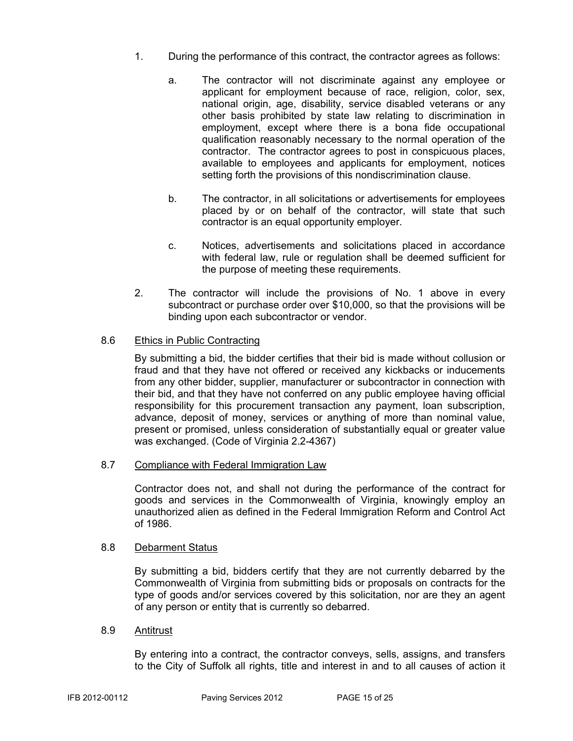1. During the performance of this contract, the contractor agrees as follows:

   a. The contractor will not discriminate against any employee or applicant for employment because of race, religion, color, sex, national origin, age, disability, service disabled veterans or any other basis prohibited by state law relating to discrimination in employment, except where there is a bona fide occupational qualification reasonably necessary to the normal operation of the contractor. The contractor agrees to post in conspicuous places, available to employees and applicants for employment, notices setting forth the provisions of this nondiscrimination clause.

   b. The contractor, in all solicitations or advertisements for employees placed by or on behalf of the contractor, will state that such contractor is an equal opportunity employer.

   c. Notices, advertisements and solicitations placed in accordance with federal law, rule or regulation shall be deemed sufficient for the purpose of meeting these requirements.

2. The contractor will include the provisions of No. 1 above in every subcontract or purchase order over $10,000, so that the provisions will be binding upon each subcontractor or vendor.

8.6 Ethics in Public Contracting

By submitting a bid, the bidder certifies that their bid is made without collusion or fraud and that they have not offered or received any kickbacks or inducements from any other bidder, supplier, manufacturer or subcontractor in connection with their bid, and that they have not conferred on any public employee having official responsibility for this procurement transaction any payment, loan subscription, advance, deposit of money, services or anything of more than nominal value, present or promised, unless consideration of substantially equal or greater value was exchanged. (Code of Virginia 2.2-4367)

8.7 Compliance with Federal Immigration Law

Contractor does not, and shall not during the performance of the contract for goods and services in the Commonwealth of Virginia, knowingly employ an unauthorized alien as defined in the Federal Immigration Reform and Control Act of 1986.

8.8 Debarment Status

By submitting a bid, bidders certify that they are not currently debarred by the Commonwealth of Virginia from submitting bids or proposals on contracts for the type of goods and/or services covered by this solicitation, nor are they an agent of any person or entity that is currently so debarred.

8.9 Antitrust

By entering into a contract, the contractor conveys, sells, assigns, and transfers to the City of Suffolk all rights, title and interest in and to all causes of action it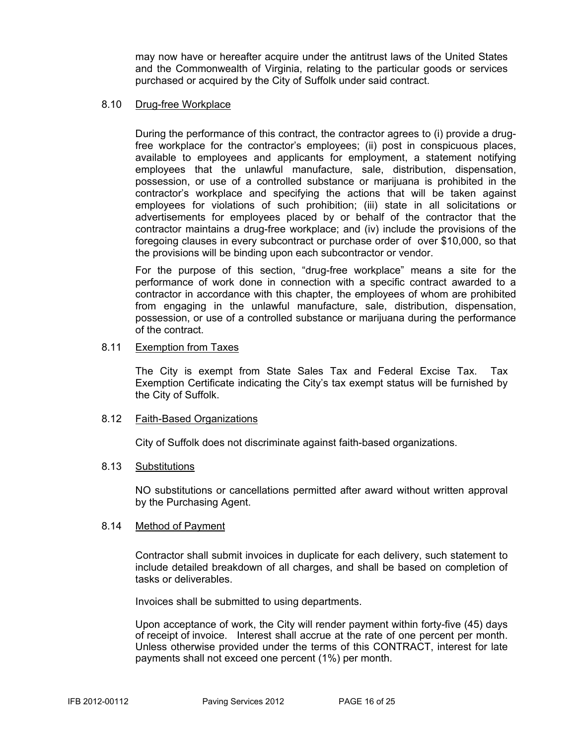may now have or hereafter acquire under the antitrust laws of the United States and the Commonwealth of Virginia, relating to the particular goods or services purchased or acquired by the City of Suffolk under said contract.

### 8.10 Drug-free Workplace

During the performance of this contract, the contractor agrees to (i) provide a drug-free workplace for the contractor's employees; (ii) post in conspicuous places, available to employees and applicants for employment, a statement notifying employees that the unlawful manufacture, sale, distribution, dispensation, possession, or use of a controlled substance or marijuana is prohibited in the contractor's workplace and specifying the actions that will be taken against employees for violations of such prohibition; (iii) state in all solicitations or advertisements for employees placed by or behalf of the contractor that the contractor maintains a drug-free workplace; and (iv) include the provisions of the foregoing clauses in every subcontract or purchase order of over $10,000, so that the provisions will be binding upon each subcontractor or vendor.

For the purpose of this section, "drug-free workplace" means a site for the performance of work done in connection with a specific contract awarded to a contractor in accordance with this chapter, the employees of whom are prohibited from engaging in the unlawful manufacture, sale, distribution, dispensation, possession, or use of a controlled substance or marijuana during the performance of the contract.

### 8.11 Exemption from Taxes

The City is exempt from State Sales Tax and Federal Excise Tax. Tax Exemption Certificate indicating the City's tax exempt status will be furnished by the City of Suffolk.

### 8.12 Faith-Based Organizations

City of Suffolk does not discriminate against faith-based organizations.

### 8.13 Substitutions

NO substitutions or cancellations permitted after award without written approval by the Purchasing Agent.

### 8.14 Method of Payment

Contractor shall submit invoices in duplicate for each delivery, such statement to include detailed breakdown of all charges, and shall be based on completion of tasks or deliverables.

Invoices shall be submitted to using departments.

Upon acceptance of work, the City will render payment within forty-five (45) days of receipt of invoice. Interest shall accrue at the rate of one percent per month. Unless otherwise provided under the terms of this CONTRACT, interest for late payments shall not exceed one percent (1%) per month.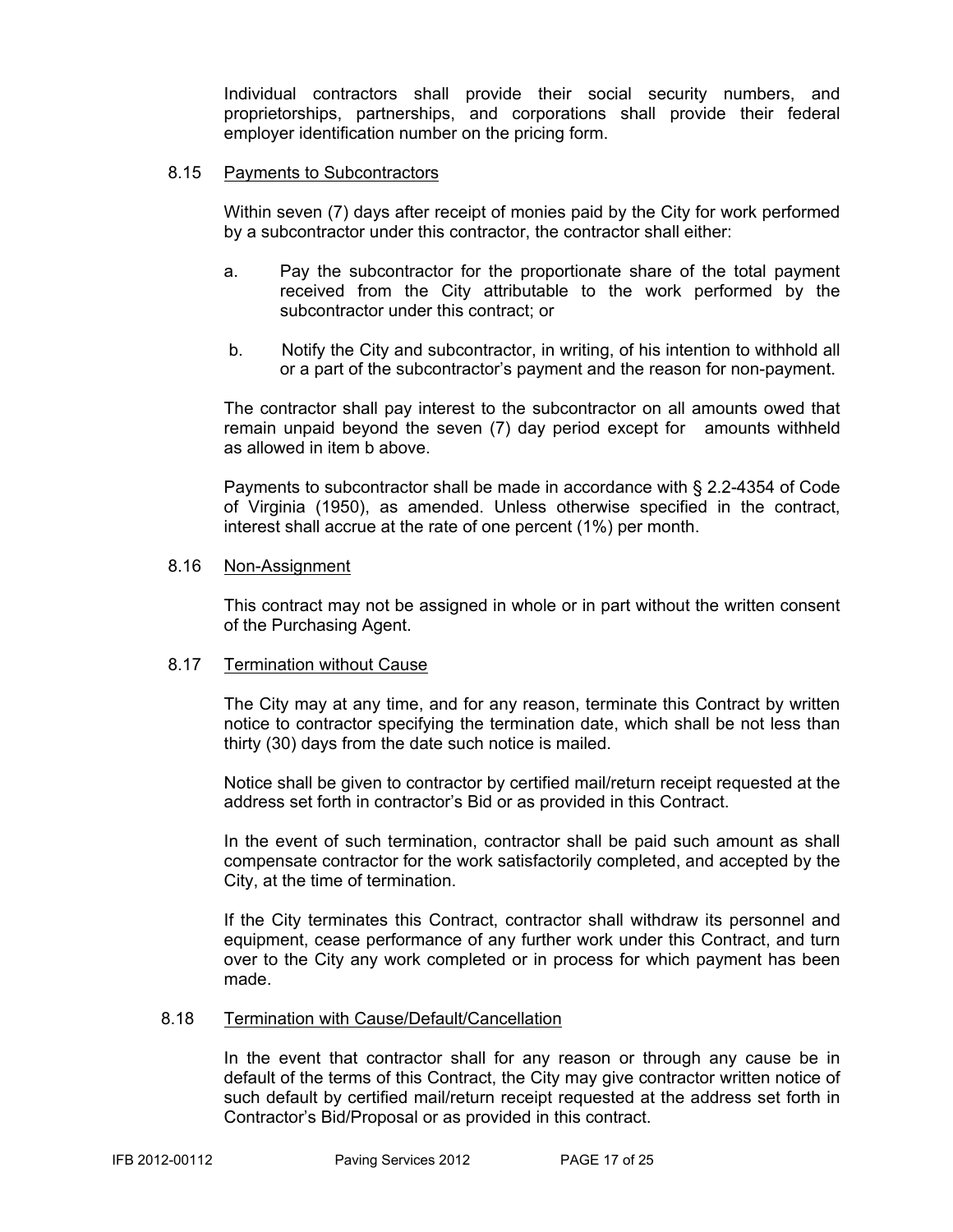Individual contractors shall provide their social security numbers, and proprietorships, partnerships, and corporations shall provide their federal employer identification number on the pricing form.

### 8.15 Payments to Subcontractors

Within seven (7) days after receipt of monies paid by the City for work performed by a subcontractor under this contractor, the contractor shall either:

a. Pay the subcontractor for the proportionate share of the total payment received from the City attributable to the work performed by the subcontractor under this contract; or

b. Notify the City and subcontractor, in writing, of his intention to withhold all or a part of the subcontractor's payment and the reason for non-payment.

The contractor shall pay interest to the subcontractor on all amounts owed that remain unpaid beyond the seven (7) day period except for amounts withheld as allowed in item b above.

Payments to subcontractor shall be made in accordance with § 2.2-4354 of Code of Virginia (1950), as amended. Unless otherwise specified in the contract, interest shall accrue at the rate of one percent (1%) per month.

### 8.16 Non-Assignment

This contract may not be assigned in whole or in part without the written consent of the Purchasing Agent.

### 8.17 Termination without Cause

The City may at any time, and for any reason, terminate this Contract by written notice to contractor specifying the termination date, which shall be not less than thirty (30) days from the date such notice is mailed.

Notice shall be given to contractor by certified mail/return receipt requested at the address set forth in contractor's Bid or as provided in this Contract.

In the event of such termination, contractor shall be paid such amount as shall compensate contractor for the work satisfactorily completed, and accepted by the City, at the time of termination.

If the City terminates this Contract, contractor shall withdraw its personnel and equipment, cease performance of any further work under this Contract, and turn over to the City any work completed or in process for which payment has been made.

### 8.18 Termination with Cause/Default/Cancellation

In the event that contractor shall for any reason or through any cause be in default of the terms of this Contract, the City may give contractor written notice of such default by certified mail/return receipt requested at the address set forth in Contractor's Bid/Proposal or as provided in this contract.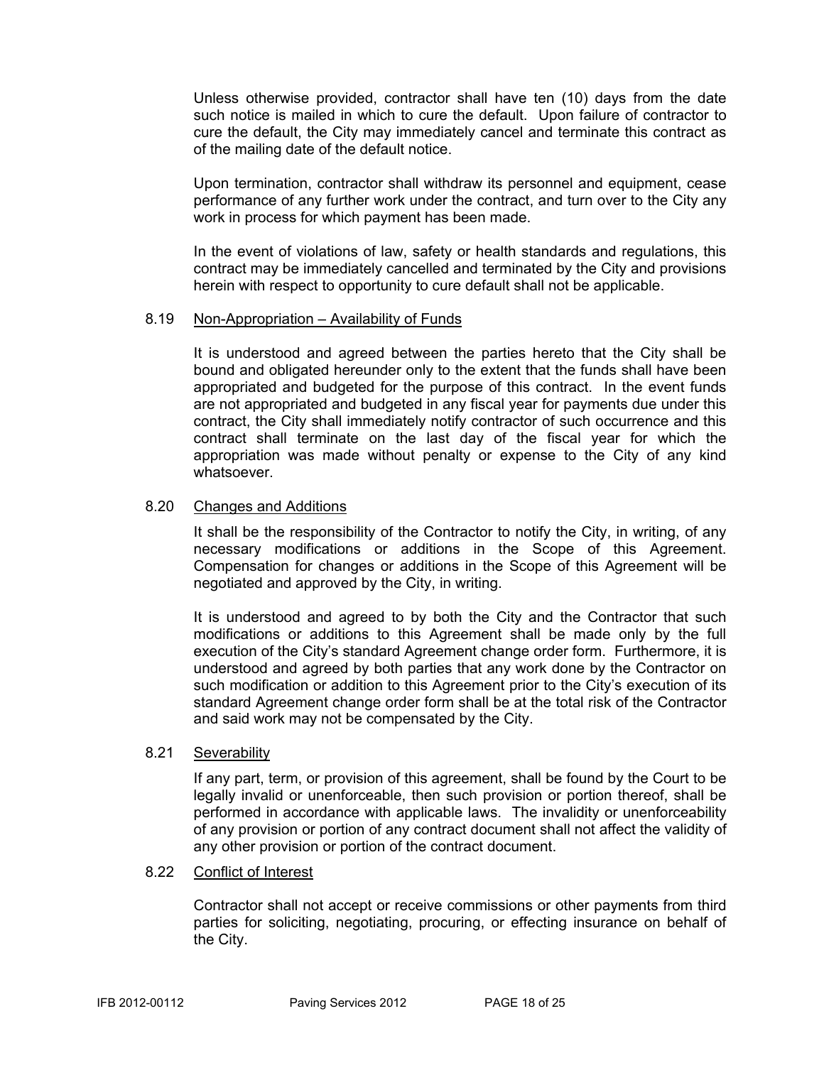Unless otherwise provided, contractor shall have ten (10) days from the date such notice is mailed in which to cure the default. Upon failure of contractor to cure the default, the City may immediately cancel and terminate this contract as of the mailing date of the default notice.

Upon termination, contractor shall withdraw its personnel and equipment, cease performance of any further work under the contract, and turn over to the City any work in process for which payment has been made.

In the event of violations of law, safety or health standards and regulations, this contract may be immediately cancelled and terminated by the City and provisions herein with respect to opportunity to cure default shall not be applicable.

### 8.19 Non-Appropriation – Availability of Funds

It is understood and agreed between the parties hereto that the City shall be bound and obligated hereunder only to the extent that the funds shall have been appropriated and budgeted for the purpose of this contract. In the event funds are not appropriated and budgeted in any fiscal year for payments due under this contract, the City shall immediately notify contractor of such occurrence and this contract shall terminate on the last day of the fiscal year for which the appropriation was made without penalty or expense to the City of any kind whatsoever.

### 8.20 Changes and Additions

It shall be the responsibility of the Contractor to notify the City, in writing, of any necessary modifications or additions in the Scope of this Agreement. Compensation for changes or additions in the Scope of this Agreement will be negotiated and approved by the City, in writing.

It is understood and agreed to by both the City and the Contractor that such modifications or additions to this Agreement shall be made only by the full execution of the City's standard Agreement change order form. Furthermore, it is understood and agreed by both parties that any work done by the Contractor on such modification or addition to this Agreement prior to the City's execution of its standard Agreement change order form shall be at the total risk of the Contractor and said work may not be compensated by the City.

### 8.21 Severability

If any part, term, or provision of this agreement, shall be found by the Court to be legally invalid or unenforceable, then such provision or portion thereof, shall be performed in accordance with applicable laws. The invalidity or unenforceability of any provision or portion of any contract document shall not affect the validity of any other provision or portion of the contract document.

### 8.22 Conflict of Interest

Contractor shall not accept or receive commissions or other payments from third parties for soliciting, negotiating, procuring, or effecting insurance on behalf of the City.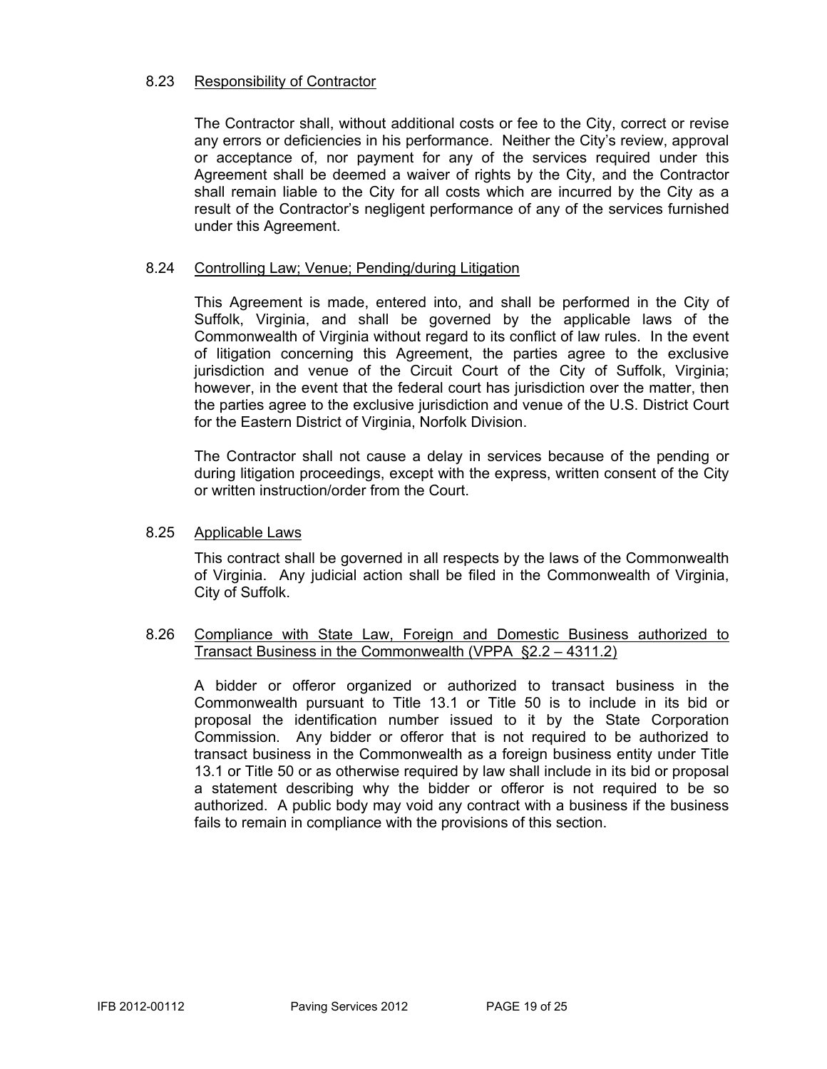### 8.23 Responsibility of Contractor

The Contractor shall, without additional costs or fee to the City, correct or revise any errors or deficiencies in his performance. Neither the City's review, approval or acceptance of, nor payment for any of the services required under this Agreement shall be deemed a waiver of rights by the City, and the Contractor shall remain liable to the City for all costs which are incurred by the City as a result of the Contractor's negligent performance of any of the services furnished under this Agreement.

### 8.24 Controlling Law; Venue; Pending/during Litigation

This Agreement is made, entered into, and shall be performed in the City of Suffolk, Virginia, and shall be governed by the applicable laws of the Commonwealth of Virginia without regard to its conflict of law rules. In the event of litigation concerning this Agreement, the parties agree to the exclusive jurisdiction and venue of the Circuit Court of the City of Suffolk, Virginia; however, in the event that the federal court has jurisdiction over the matter, then the parties agree to the exclusive jurisdiction and venue of the U.S. District Court for the Eastern District of Virginia, Norfolk Division.

The Contractor shall not cause a delay in services because of the pending or during litigation proceedings, except with the express, written consent of the City or written instruction/order from the Court.

### 8.25 Applicable Laws

This contract shall be governed in all respects by the laws of the Commonwealth of Virginia. Any judicial action shall be filed in the Commonwealth of Virginia, City of Suffolk.

### 8.26 Compliance with State Law, Foreign and Domestic Business authorized to Transact Business in the Commonwealth (VPPA §2.2 – 4311.2)

A bidder or offeror organized or authorized to transact business in the Commonwealth pursuant to Title 13.1 or Title 50 is to include in its bid or proposal the identification number issued to it by the State Corporation Commission. Any bidder or offeror that is not required to be authorized to transact business in the Commonwealth as a foreign business entity under Title 13.1 or Title 50 or as otherwise required by law shall include in its bid or proposal a statement describing why the bidder or offeror is not required to be so authorized. A public body may void any contract with a business if the business fails to remain in compliance with the provisions of this section.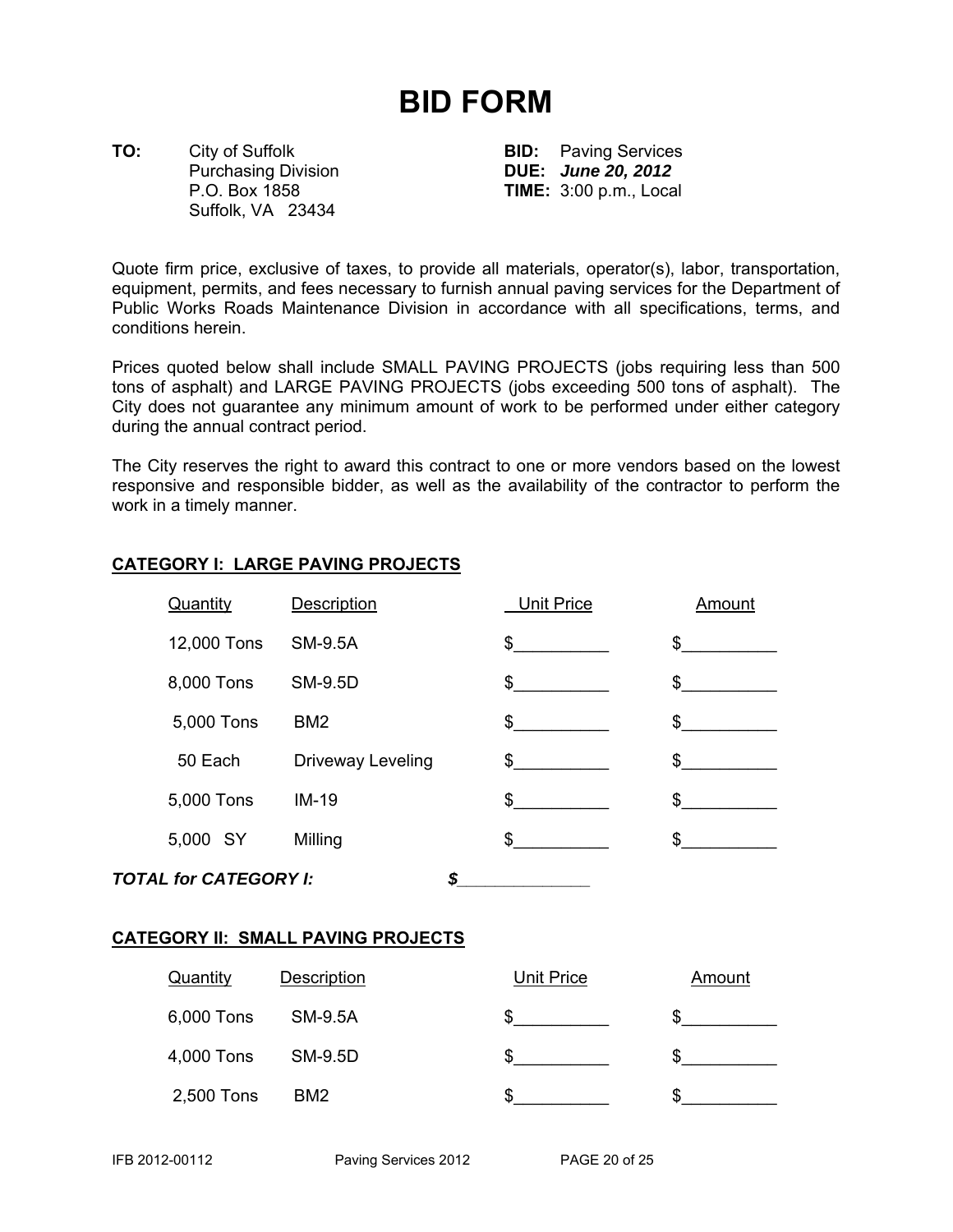# BID FORM

**TO:** City of Suffolk
Purchasing Division
P.O. Box 1858
Suffolk, VA 23434

**BID:** Paving Services
**DUE:** ***June 20, 2012***
**TIME:** 3:00 p.m., Local

Quote firm price, exclusive of taxes, to provide all materials, operator(s), labor, transportation, equipment, permits, and fees necessary to furnish annual paving services for the Department of Public Works Roads Maintenance Division in accordance with all specifications, terms, and conditions herein.

Prices quoted below shall include SMALL PAVING PROJECTS (jobs requiring less than 500 tons of asphalt) and LARGE PAVING PROJECTS (jobs exceeding 500 tons of asphalt). The City does not guarantee any minimum amount of work to be performed under either category during the annual contract period.

The City reserves the right to award this contract to one or more vendors based on the lowest responsive and responsible bidder, as well as the availability of the contractor to perform the work in a timely manner.

**CATEGORY I: LARGE PAVING PROJECTS**

| Quantity | Description | Unit Price | Amount |
|---|---|---|---|
| 12,000 Tons | SM-9.5A | $__________ | $__________ |
| 8,000 Tons | SM-9.5D | $__________ | $__________ |
| 5,000 Tons | BM2 | $__________ | $__________ |
| 50 Each | Driveway Leveling | $__________ | $__________ |
| 5,000 Tons | IM-19 | $__________ | $__________ |
| 5,000 SY | Milling | $__________ | $__________ |

***TOTAL for CATEGORY I:*** ***$______________***

**CATEGORY II: SMALL PAVING PROJECTS**

| Quantity | Description | Unit Price | Amount |
|---|---|---|---|
| 6,000 Tons | SM-9.5A | $__________ | $__________ |
| 4,000 Tons | SM-9.5D | $__________ | $__________ |
| 2,500 Tons | BM2 | $__________ | $__________ |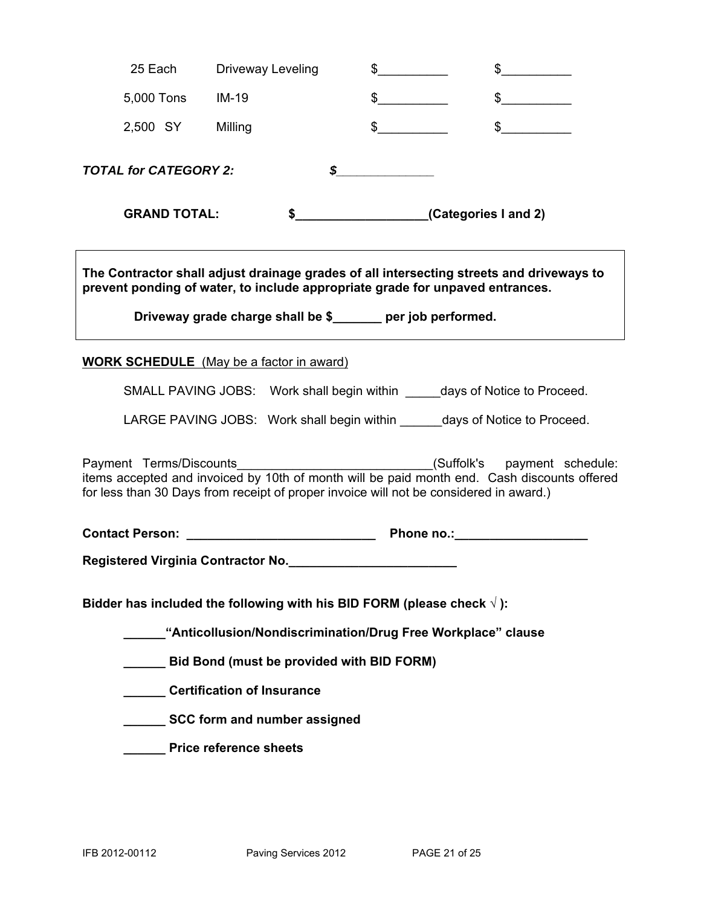| | | | |
|---|---|---|---|
| 25 Each | Driveway Leveling | $__________ | $__________ |
| 5,000 Tons | IM-19 | $__________ | $__________ |
| 2,500 SY | Milling | $__________ | $__________ |

***TOTAL for CATEGORY 2:*** ***$______________***

**GRAND TOTAL: $___________________(Categories I and 2)**

**The Contractor shall adjust drainage grades of all intersecting streets and driveways to prevent ponding of water, to include appropriate grade for unpaved entrances.**

**Driveway grade charge shall be $_______ per job performed.**

**WORK SCHEDULE** (May be a factor in award)

SMALL PAVING JOBS: Work shall begin within _____days of Notice to Proceed.

LARGE PAVING JOBS: Work shall begin within ______days of Notice to Proceed.

Payment Terms/Discounts____________________________(Suffolk's payment schedule: items accepted and invoiced by 10th of month will be paid month end. Cash discounts offered for less than 30 Days from receipt of proper invoice will not be considered in award.)

**Contact Person: ___________________________ Phone no.:___________________**

**Registered Virginia Contractor No.________________________**

**Bidder has included the following with his BID FORM (please check √ ):**

**______“Anticollusion/Nondiscrimination/Drug Free Workplace” clause**

**______ Bid Bond (must be provided with BID FORM)**

**______ Certification of Insurance**

**______ SCC form and number assigned**

**______ Price reference sheets**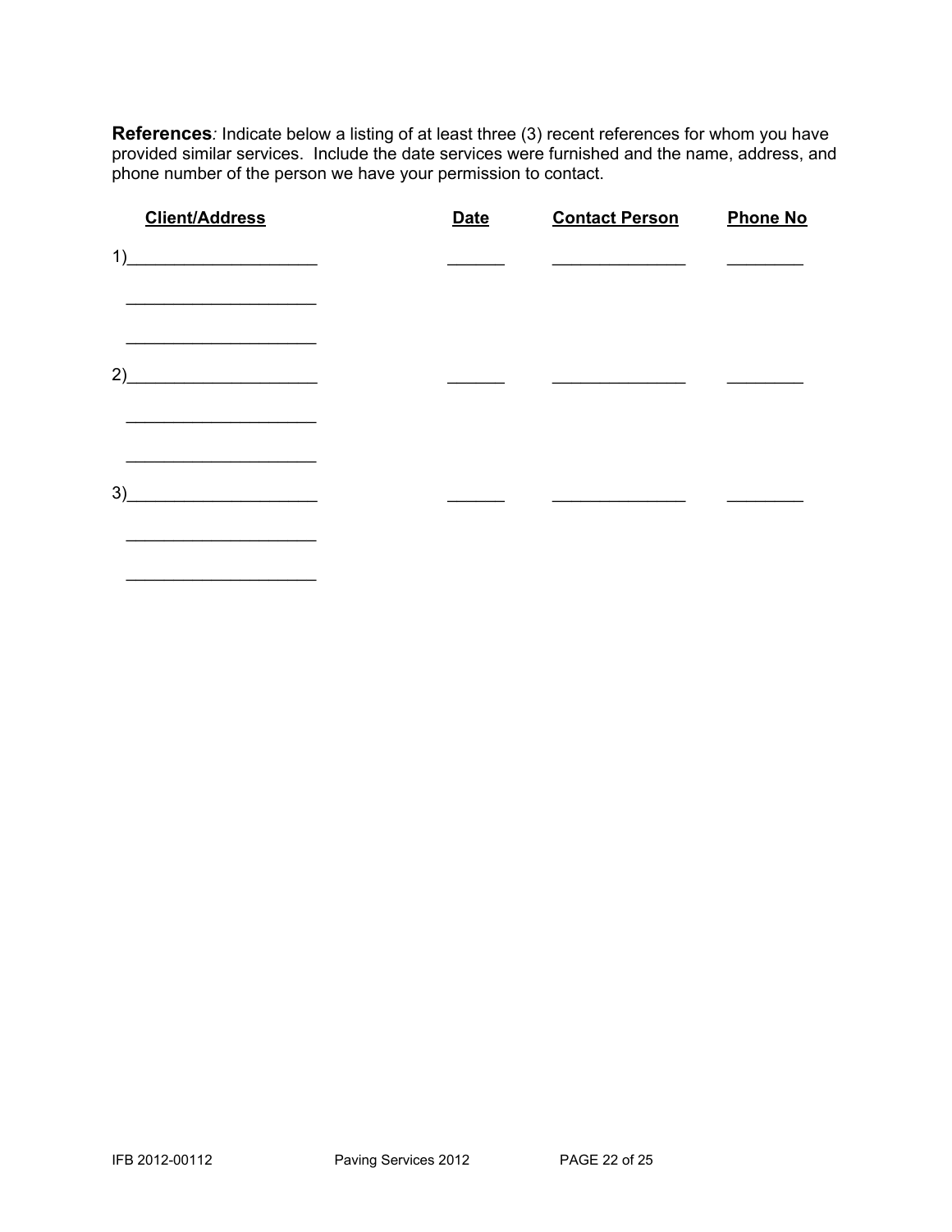**References***:* Indicate below a listing of at least three (3) recent references for whom you have provided similar services. Include the date services were furnished and the name, address, and phone number of the person we have your permission to contact.

| Client/Address | Date | Contact Person | Phone No |
|---|---|---|---|
| 1)____________________ | ______ | ______________ | ________ |
| ____________________ | | | |
| ____________________ | | | |
| 2)____________________ | ______ | ______________ | ________ |
| ____________________ | | | |
| ____________________ | | | |
| 3)____________________ | ______ | ______________ | ________ |
| ____________________ | | | |
| ____________________ | | | |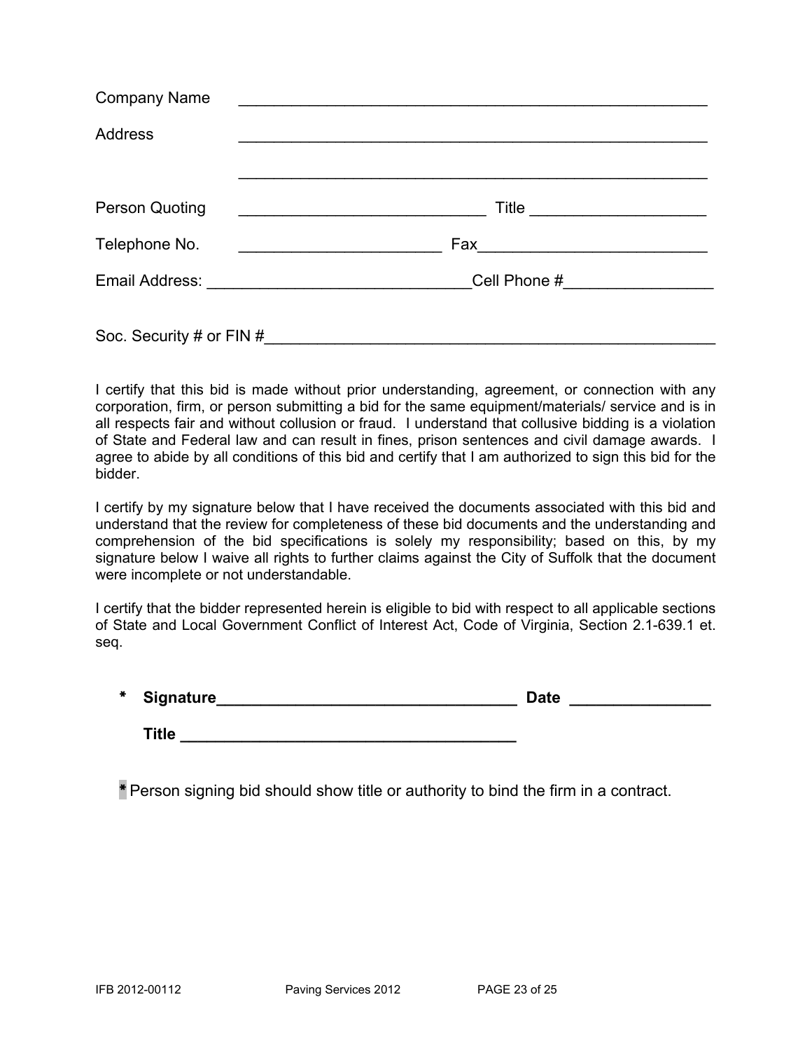Company Name ______________________________________________________

Address ______________________________________________________

______________________________________________________

Person Quoting ____________________________ Title ____________________

Telephone No. _______________________ Fax__________________________

Email Address: ______________________________Cell Phone #_________________

Soc. Security # or FIN #____________________________________________________

I certify that this bid is made without prior understanding, agreement, or connection with any corporation, firm, or person submitting a bid for the same equipment/materials/ service and is in all respects fair and without collusion or fraud. I understand that collusive bidding is a violation of State and Federal law and can result in fines, prison sentences and civil damage awards. I agree to abide by all conditions of this bid and certify that I am authorized to sign this bid for the bidder.

I certify by my signature below that I have received the documents associated with this bid and understand that the review for completeness of these bid documents and the understanding and comprehension of the bid specifications is solely my responsibility; based on this, by my signature below I waive all rights to further claims against the City of Suffolk that the document were incomplete or not understandable.

I certify that the bidder represented herein is eligible to bid with respect to all applicable sections of State and Local Government Conflict of Interest Act, Code of Virginia, Section 2.1-639.1 et. seq.

**\* Signature__________________________________ Date ________________**

**Title ______________________________________**

\* Person signing bid should show title or authority to bind the firm in a contract.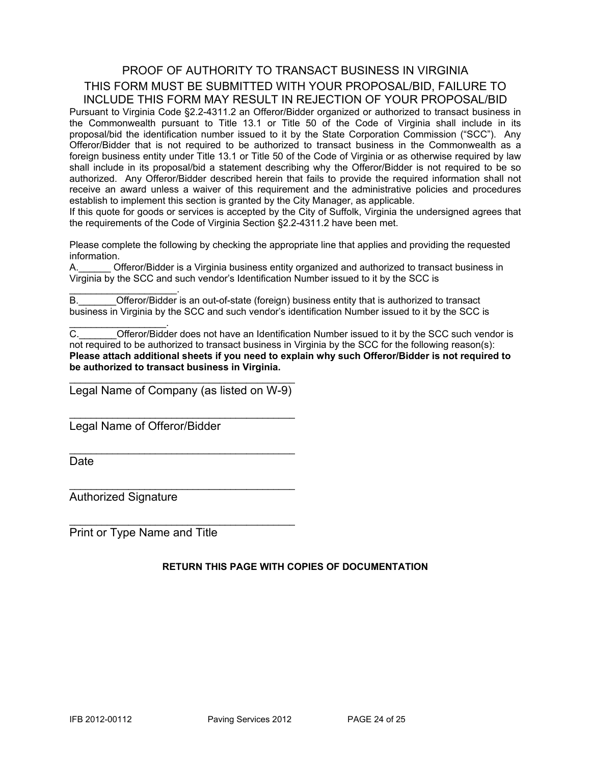# PROOF OF AUTHORITY TO TRANSACT BUSINESS IN VIRGINIA

## THIS FORM MUST BE SUBMITTED WITH YOUR PROPOSAL/BID, FAILURE TO INCLUDE THIS FORM MAY RESULT IN REJECTION OF YOUR PROPOSAL/BID

Pursuant to Virginia Code §2.2-4311.2 an Offeror/Bidder organized or authorized to transact business in the Commonwealth pursuant to Title 13.1 or Title 50 of the Code of Virginia shall include in its proposal/bid the identification number issued to it by the State Corporation Commission ("SCC"). Any Offeror/Bidder that is not required to be authorized to transact business in the Commonwealth as a foreign business entity under Title 13.1 or Title 50 of the Code of Virginia or as otherwise required by law shall include in its proposal/bid a statement describing why the Offeror/Bidder is not required to be so authorized. Any Offeror/Bidder described herein that fails to provide the required information shall not receive an award unless a waiver of this requirement and the administrative policies and procedures establish to implement this section is granted by the City Manager, as applicable.

If this quote for goods or services is accepted by the City of Suffolk, Virginia the undersigned agrees that the requirements of the Code of Virginia Section §2.2-4311.2 have been met.

Please complete the following by checking the appropriate line that applies and providing the requested information.

A.______ Offeror/Bidder is a Virginia business entity organized and authorized to transact business in Virginia by the SCC and such vendor's Identification Number issued to it by the SCC is ___________________.

B._______Offeror/Bidder is an out-of-state (foreign) business entity that is authorized to transact business in Virginia by the SCC and such vendor's identification Number issued to it by the SCC is _________________.

C._______Offeror/Bidder does not have an Identification Number issued to it by the SCC such vendor is not required to be authorized to transact business in Virginia by the SCC for the following reason(s):

**Please attach additional sheets if you need to explain why such Offeror/Bidder is not required to be authorized to transact business in Virginia.**

____________________________________
Legal Name of Company (as listed on W-9)

____________________________________
Legal Name of Offeror/Bidder

____________________________________
Date

____________________________________
Authorized Signature

____________________________________
Print or Type Name and Title

**RETURN THIS PAGE WITH COPIES OF DOCUMENTATION**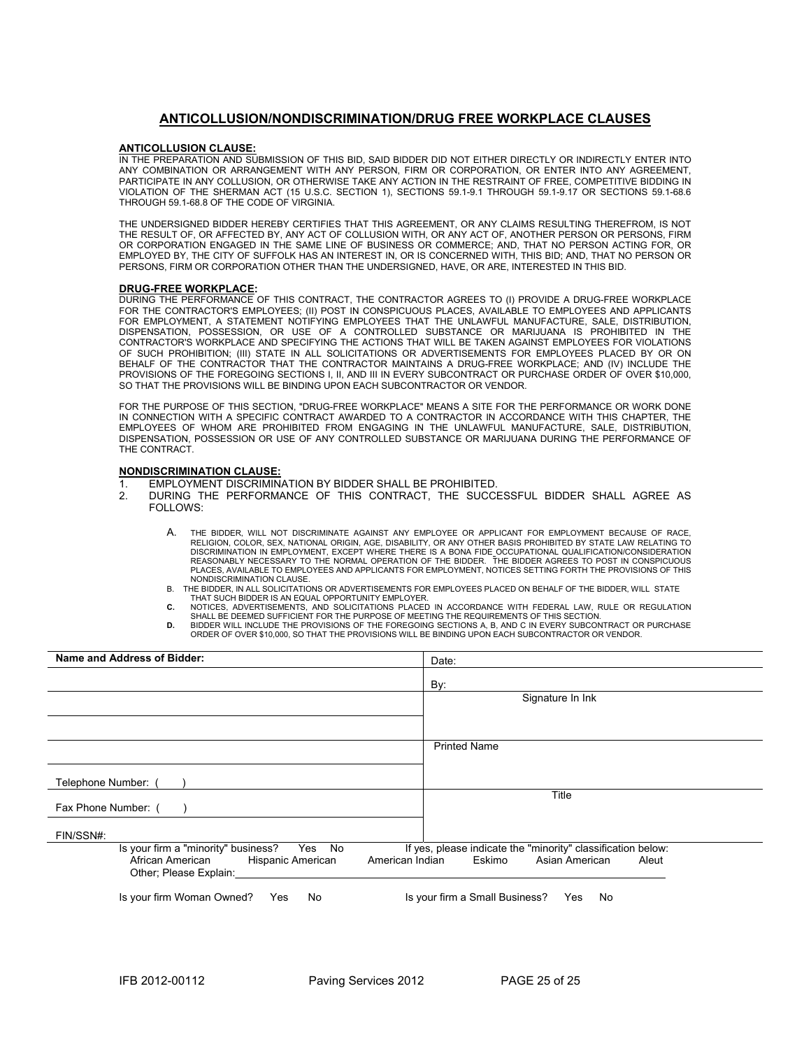## ANTICOLLUSION/NONDISCRIMINATION/DRUG FREE WORKPLACE CLAUSES

**ANTICOLLUSION CLAUSE:**

IN THE PREPARATION AND SUBMISSION OF THIS BID, SAID BIDDER DID NOT EITHER DIRECTLY OR INDIRECTLY ENTER INTO ANY COMBINATION OR ARRANGEMENT WITH ANY PERSON, FIRM OR CORPORATION, OR ENTER INTO ANY AGREEMENT, PARTICIPATE IN ANY COLLUSION, OR OTHERWISE TAKE ANY ACTION IN THE RESTRAINT OF FREE, COMPETITIVE BIDDING IN VIOLATION OF THE SHERMAN ACT (15 U.S.C. SECTION 1), SECTIONS 59.1-9.1 THROUGH 59.1-9.17 OR SECTIONS 59.1-68.6 THROUGH 59.1-68.8 OF THE CODE OF VIRGINIA.

THE UNDERSIGNED BIDDER HEREBY CERTIFIES THAT THIS AGREEMENT, OR ANY CLAIMS RESULTING THEREFROM, IS NOT THE RESULT OF, OR AFFECTED BY, ANY ACT OF COLLUSION WITH, OR ANY ACT OF, ANOTHER PERSON OR PERSONS, FIRM OR CORPORATION ENGAGED IN THE SAME LINE OF BUSINESS OR COMMERCE; AND, THAT NO PERSON ACTING FOR, OR EMPLOYED BY, THE CITY OF SUFFOLK HAS AN INTEREST IN, OR IS CONCERNED WITH, THIS BID; AND, THAT NO PERSON OR PERSONS, FIRM OR CORPORATION OTHER THAN THE UNDERSIGNED, HAVE, OR ARE, INTERESTED IN THIS BID.

**DRUG-FREE WORKPLACE:**

DURING THE PERFORMANCE OF THIS CONTRACT, THE CONTRACTOR AGREES TO (I) PROVIDE A DRUG-FREE WORKPLACE FOR THE CONTRACTOR'S EMPLOYEES; (II) POST IN CONSPICUOUS PLACES, AVAILABLE TO EMPLOYEES AND APPLICANTS FOR EMPLOYMENT, A STATEMENT NOTIFYING EMPLOYEES THAT THE UNLAWFUL MANUFACTURE, SALE, DISTRIBUTION, DISPENSATION, POSSESSION, OR USE OF A CONTROLLED SUBSTANCE OR MARIJUANA IS PROHIBITED IN THE CONTRACTOR'S WORKPLACE AND SPECIFYING THE ACTIONS THAT WILL BE TAKEN AGAINST EMPLOYEES FOR VIOLATIONS OF SUCH PROHIBITION; (III) STATE IN ALL SOLICITATIONS OR ADVERTISEMENTS FOR EMPLOYEES PLACED BY OR ON BEHALF OF THE CONTRACTOR THAT THE CONTRACTOR MAINTAINS A DRUG-FREE WORKPLACE; AND (IV) INCLUDE THE PROVISIONS OF THE FOREGOING SECTIONS I, II, AND III IN EVERY SUBCONTRACT OR PURCHASE ORDER OF OVER $10,000, SO THAT THE PROVISIONS WILL BE BINDING UPON EACH SUBCONTRACTOR OR VENDOR.

FOR THE PURPOSE OF THIS SECTION, "DRUG-FREE WORKPLACE" MEANS A SITE FOR THE PERFORMANCE OR WORK DONE IN CONNECTION WITH A SPECIFIC CONTRACT AWARDED TO A CONTRACTOR IN ACCORDANCE WITH THIS CHAPTER, THE EMPLOYEES OF WHOM ARE PROHIBITED FROM ENGAGING IN THE UNLAWFUL MANUFACTURE, SALE, DISTRIBUTION, DISPENSATION, POSSESSION OR USE OF ANY CONTROLLED SUBSTANCE OR MARIJUANA DURING THE PERFORMANCE OF THE CONTRACT.

**NONDISCRIMINATION CLAUSE:**

1. EMPLOYMENT DISCRIMINATION BY BIDDER SHALL BE PROHIBITED.
2. DURING THE PERFORMANCE OF THIS CONTRACT, THE SUCCESSFUL BIDDER SHALL AGREE AS FOLLOWS:

   A. THE BIDDER, WILL NOT DISCRIMINATE AGAINST ANY EMPLOYEE OR APPLICANT FOR EMPLOYMENT BECAUSE OF RACE, RELIGION, COLOR, SEX, NATIONAL ORIGIN, AGE, DISABILITY, OR ANY OTHER BASIS PROHIBITED BY STATE LAW RELATING TO DISCRIMINATION IN EMPLOYMENT, EXCEPT WHERE THERE IS A BONA FIDE OCCUPATIONAL QUALIFICATION/CONSIDERATION REASONABLY NECESSARY TO THE NORMAL OPERATION OF THE BIDDER. THE BIDDER AGREES TO POST IN CONSPICUOUS PLACES, AVAILABLE TO EMPLOYEES AND APPLICANTS FOR EMPLOYMENT, NOTICES SETTING FORTH THE PROVISIONS OF THIS NONDISCRIMINATION CLAUSE.

   B. THE BIDDER, IN ALL SOLICITATIONS OR ADVERTISEMENTS FOR EMPLOYEES PLACED ON BEHALF OF THE BIDDER, WILL STATE THAT SUCH BIDDER IS AN EQUAL OPPORTUNITY EMPLOYER.

   C. NOTICES, ADVERTISEMENTS, AND SOLICITATIONS PLACED IN ACCORDANCE WITH FEDERAL LAW, RULE OR REGULATION SHALL BE DEEMED SUFFICIENT FOR THE PURPOSE OF MEETING THE REQUIREMENTS OF THIS SECTION.

   D. BIDDER WILL INCLUDE THE PROVISIONS OF THE FOREGOING SECTIONS A, B, AND C IN EVERY SUBCONTRACT OR PURCHASE ORDER OF OVER $10,000, SO THAT THE PROVISIONS WILL BE BINDING UPON EACH SUBCONTRACTOR OR VENDOR.

| **Name and Address of Bidder:** | Date: |
|---|---|
| | By: |
| | Signature In Ink |
| | |
| | Printed Name |
| Telephone Number: ( ) | |
| Fax Phone Number: ( ) | Title |
| FIN/SSN#: | |

Is your firm a "minority" business? Yes No

If yes, please indicate the "minority" classification below:

African American Hispanic American American Indian Eskimo Asian American Aleut

Other; Please Explain: \_\_\_\_\_\_\_\_\_\_\_\_\_\_\_\_\_\_\_\_

Is your firm Woman Owned? Yes No

Is your firm a Small Business? Yes No

IFB 2012-00112 Paving Services 2012